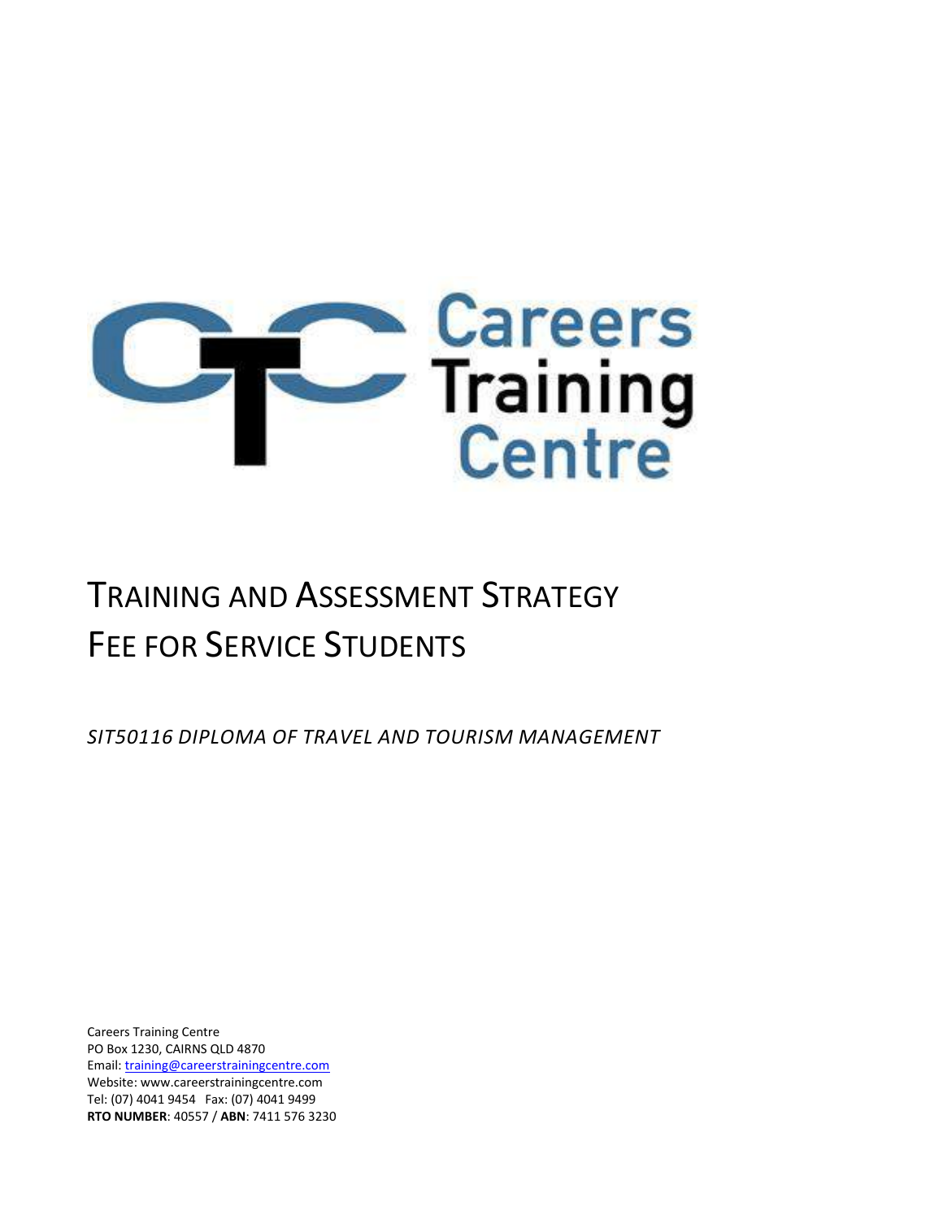Careers Training Centre

# TRAINING AND ASSESSMENT STRATEGY
# FEE FOR SERVICE STUDENTS

*SIT50116 DIPLOMA OF TRAVEL AND TOURISM MANAGEMENT*

Careers Training Centre
PO Box 1230, CAIRNS QLD 4870
Email: training@careerstrainingcentre.com
Website: www.careerstrainingcentre.com
Tel: (07) 4041 9454 Fax: (07) 4041 9499
**RTO NUMBER**: 40557 / **ABN**: 7411 576 3230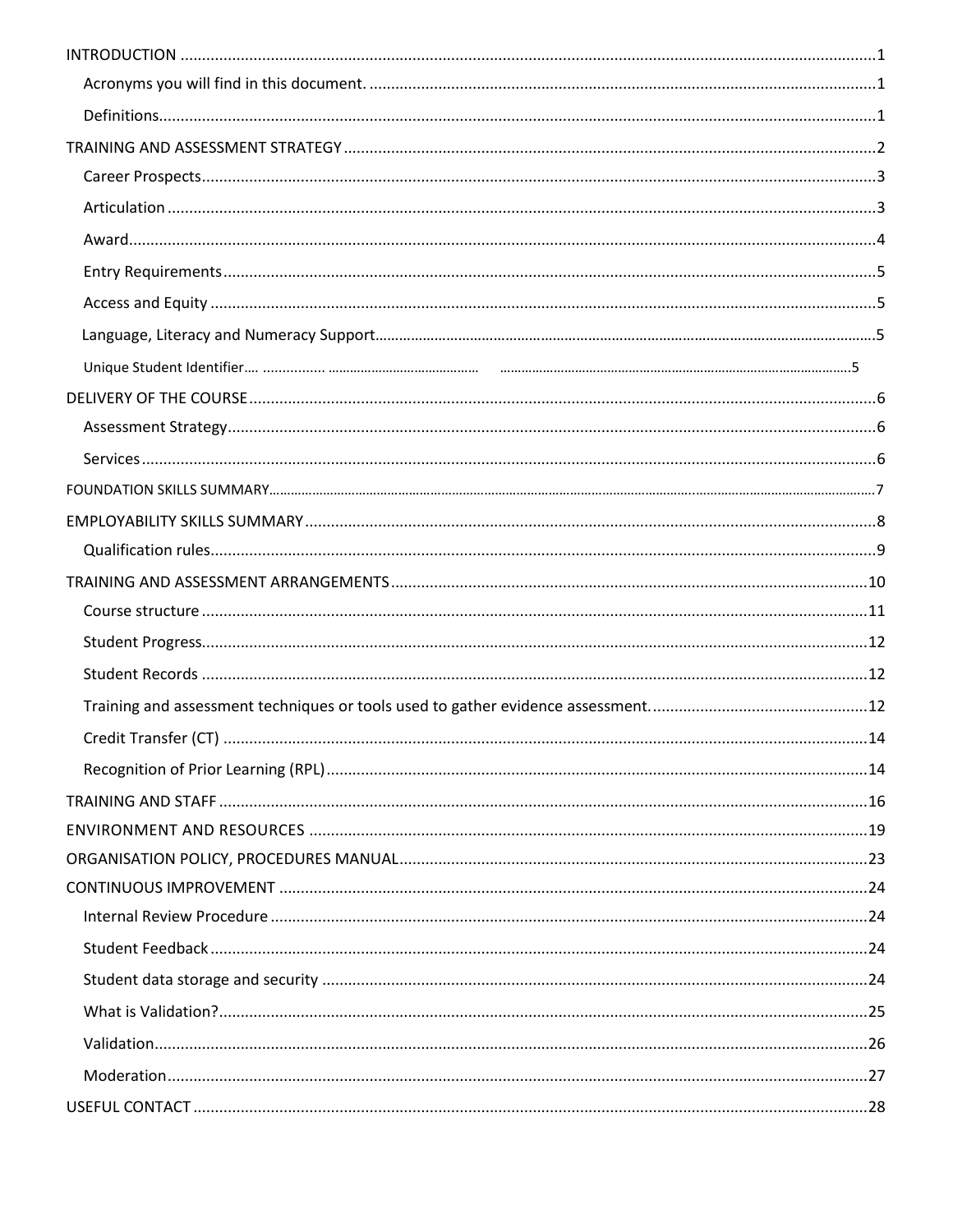INTRODUCTION ........................................................................................................................................................1

- Acronyms you will find in this document. .....................................................................................................1
- Definitions..................................................................................................................................................1

TRAINING AND ASSESSMENT STRATEGY ..........................................................................................................2

- Career Prospects.........................................................................................................................................3
- Articulation ................................................................................................................................................3
- Award.........................................................................................................................................................4
- Entry Requirements.....................................................................................................................................5
- Access and Equity .......................................................................................................................................5
- Language, Literacy and Numeracy Support...................................................................................................5
- Unique Student Identifier.... ................ ........................................ ..............................................................5

DELIVERY OF THE COURSE ...............................................................................................................................6

- Assessment Strategy....................................................................................................................................6
- Services .......................................................................................................................................................6

FOUNDATION SKILLS SUMMARY.........................................................................................................................7

EMPLOYABILITY SKILLS SUMMARY ...................................................................................................................8

- Qualification rules.......................................................................................................................................9

TRAINING AND ASSESSMENT ARRANGEMENTS ..............................................................................................10

- Course structure .......................................................................................................................................11
- Student Progress........................................................................................................................................12
- Student Records ........................................................................................................................................12
- Training and assessment techniques or tools used to gather evidence assessment. ..................................................12
- Credit Transfer (CT) ...................................................................................................................................14
- Recognition of Prior Learning (RPL)...........................................................................................................14

TRAINING AND STAFF .....................................................................................................................................16

ENVIRONMENT AND RESOURCES ...................................................................................................................19

ORGANISATION POLICY, PROCEDURES MANUAL............................................................................................23

CONTINUOUS IMPROVEMENT .........................................................................................................................24

- Internal Review Procedure .........................................................................................................................24
- Student Feedback.......................................................................................................................................24
- Student data storage and security ..............................................................................................................24
- What is Validation?....................................................................................................................................25
- Validation..................................................................................................................................................26
- Moderation................................................................................................................................................27

USEFUL CONTACT ...........................................................................................................................................28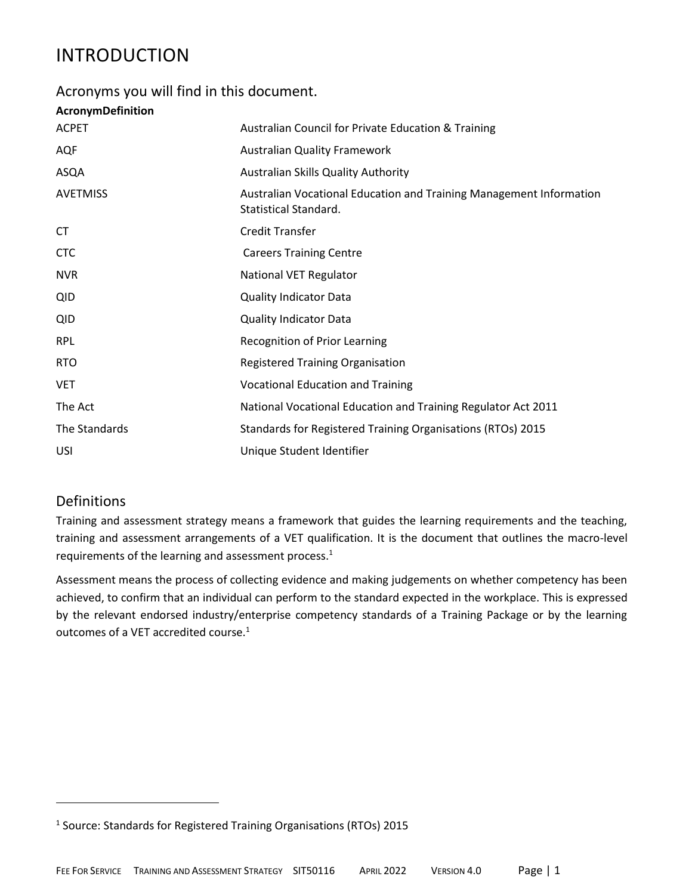# INTRODUCTION

## Acronyms you will find in this document.

| Acronym | Definition |
|---|---|
| ACPET | Australian Council for Private Education & Training |
| AQF | Australian Quality Framework |
| ASQA | Australian Skills Quality Authority |
| AVETMISS | Australian Vocational Education and Training Management Information Statistical Standard. |
| CT | Credit Transfer |
| CTC | Careers Training Centre |
| NVR | National VET Regulator |
| QID | Quality Indicator Data |
| QID | Quality Indicator Data |
| RPL | Recognition of Prior Learning |
| RTO | Registered Training Organisation |
| VET | Vocational Education and Training |
| The Act | National Vocational Education and Training Regulator Act 2011 |
| The Standards | Standards for Registered Training Organisations (RTOs) 2015 |
| USI | Unique Student Identifier |

## Definitions

Training and assessment strategy means a framework that guides the learning requirements and the teaching, training and assessment arrangements of a VET qualification. It is the document that outlines the macro-level requirements of the learning and assessment process.[1]

Assessment means the process of collecting evidence and making judgements on whether competency has been achieved, to confirm that an individual can perform to the standard expected in the workplace. This is expressed by the relevant endorsed industry/enterprise competency standards of a Training Package or by the learning outcomes of a VET accredited course.[1]

---

[1] Source: Standards for Registered Training Organisations (RTOs) 2015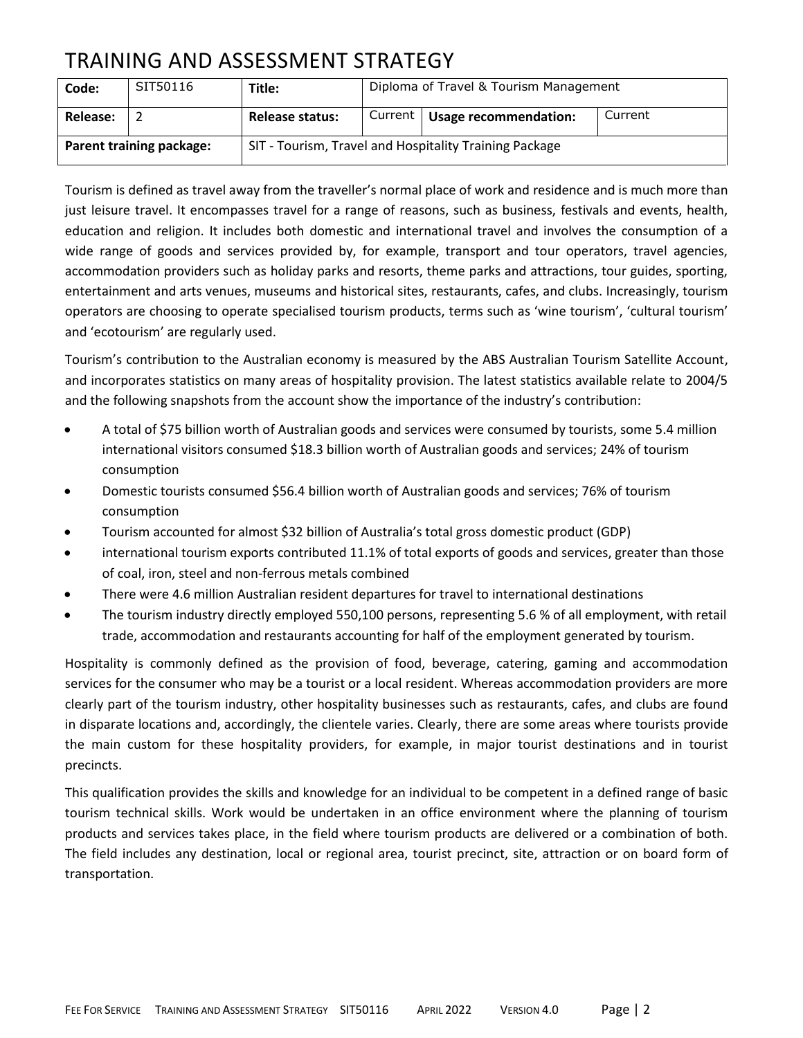# TRAINING AND ASSESSMENT STRATEGY

| Code: | SIT50116 | Title: | Diploma of Travel & Tourism Management | | |
|---|---|---|---|---|---|
| Release: | 2 | Release status: | Current | Usage recommendation: | Current |
| Parent training package: | | SIT - Tourism, Travel and Hospitality Training Package | | | |

Tourism is defined as travel away from the traveller's normal place of work and residence and is much more than just leisure travel. It encompasses travel for a range of reasons, such as business, festivals and events, health, education and religion. It includes both domestic and international travel and involves the consumption of a wide range of goods and services provided by, for example, transport and tour operators, travel agencies, accommodation providers such as holiday parks and resorts, theme parks and attractions, tour guides, sporting, entertainment and arts venues, museums and historical sites, restaurants, cafes, and clubs. Increasingly, tourism operators are choosing to operate specialised tourism products, terms such as 'wine tourism', 'cultural tourism' and 'ecotourism' are regularly used.

Tourism's contribution to the Australian economy is measured by the ABS Australian Tourism Satellite Account, and incorporates statistics on many areas of hospitality provision. The latest statistics available relate to 2004/5 and the following snapshots from the account show the importance of the industry's contribution:

- A total of $75 billion worth of Australian goods and services were consumed by tourists, some 5.4 million international visitors consumed $18.3 billion worth of Australian goods and services; 24% of tourism consumption
- Domestic tourists consumed $56.4 billion worth of Australian goods and services; 76% of tourism consumption
- Tourism accounted for almost $32 billion of Australia's total gross domestic product (GDP)
- international tourism exports contributed 11.1% of total exports of goods and services, greater than those of coal, iron, steel and non-ferrous metals combined
- There were 4.6 million Australian resident departures for travel to international destinations
- The tourism industry directly employed 550,100 persons, representing 5.6 % of all employment, with retail trade, accommodation and restaurants accounting for half of the employment generated by tourism.

Hospitality is commonly defined as the provision of food, beverage, catering, gaming and accommodation services for the consumer who may be a tourist or a local resident. Whereas accommodation providers are more clearly part of the tourism industry, other hospitality businesses such as restaurants, cafes, and clubs are found in disparate locations and, accordingly, the clientele varies. Clearly, there are some areas where tourists provide the main custom for these hospitality providers, for example, in major tourist destinations and in tourist precincts.

This qualification provides the skills and knowledge for an individual to be competent in a defined range of basic tourism technical skills. Work would be undertaken in an office environment where the planning of tourism products and services takes place, in the field where tourism products are delivered or a combination of both. The field includes any destination, local or regional area, tourist precinct, site, attraction or on board form of transportation.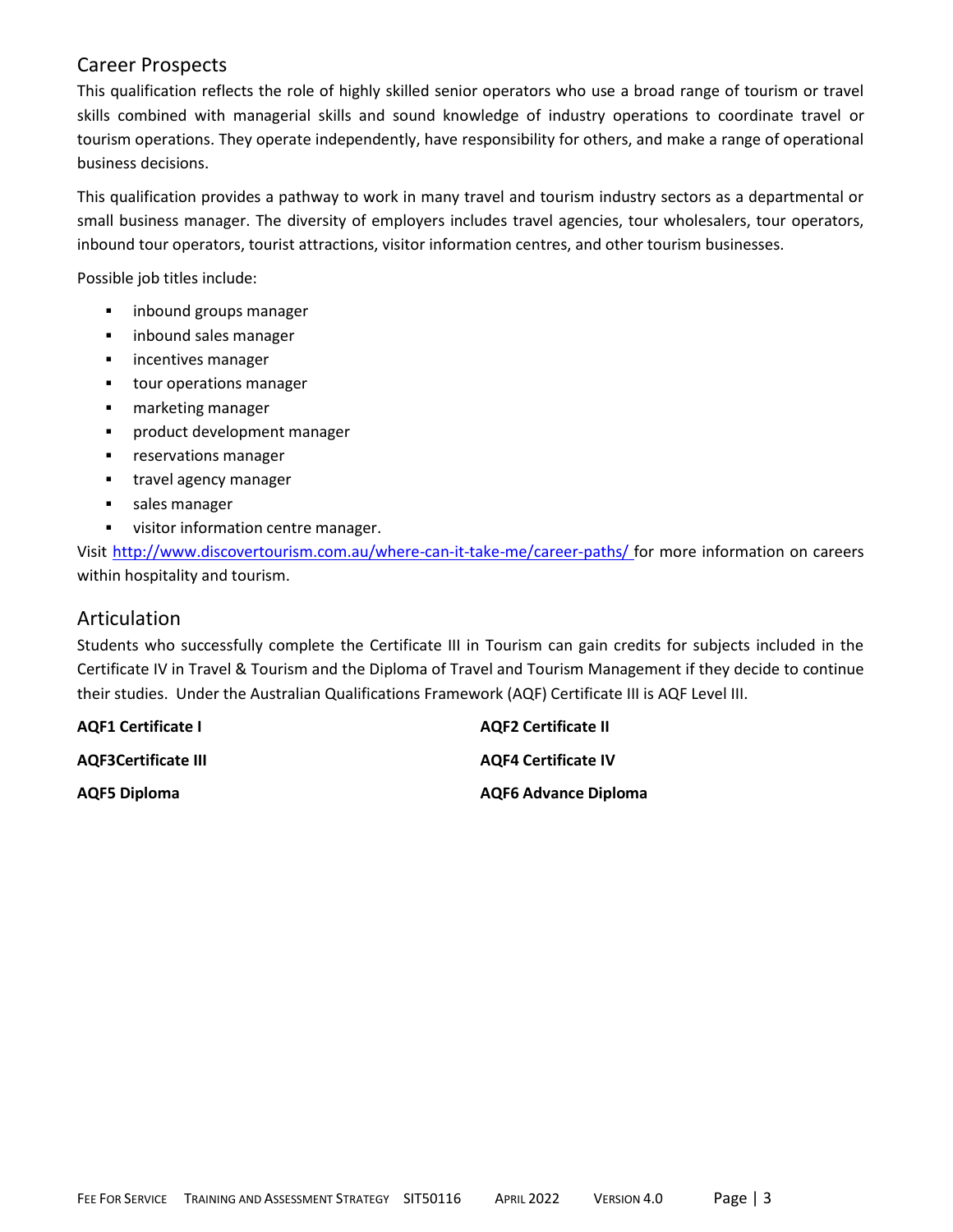## Career Prospects

This qualification reflects the role of highly skilled senior operators who use a broad range of tourism or travel skills combined with managerial skills and sound knowledge of industry operations to coordinate travel or tourism operations. They operate independently, have responsibility for others, and make a range of operational business decisions.

This qualification provides a pathway to work in many travel and tourism industry sectors as a departmental or small business manager. The diversity of employers includes travel agencies, tour wholesalers, tour operators, inbound tour operators, tourist attractions, visitor information centres, and other tourism businesses.

Possible job titles include:

- inbound groups manager
- inbound sales manager
- incentives manager
- tour operations manager
- marketing manager
- product development manager
- reservations manager
- travel agency manager
- sales manager
- visitor information centre manager.

Visit http://www.discovertourism.com.au/where-can-it-take-me/career-paths/ for more information on careers within hospitality and tourism.

## Articulation

Students who successfully complete the Certificate III in Tourism can gain credits for subjects included in the Certificate IV in Travel & Tourism and the Diploma of Travel and Tourism Management if they decide to continue their studies. Under the Australian Qualifications Framework (AQF) Certificate III is AQF Level III.

**AQF1 Certificate I** | **AQF2 Certificate II**

**AQF3Certificate III** | **AQF4 Certificate IV**

**AQF5 Diploma** | **AQF6 Advance Diploma**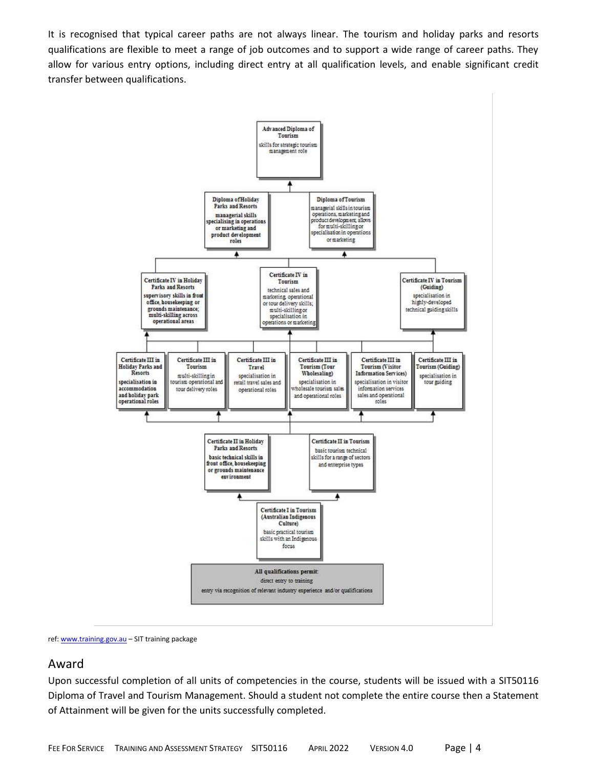It is recognised that typical career paths are not always linear. The tourism and holiday parks and resorts qualifications are flexible to meet a range of job outcomes and to support a wide range of career paths. They allow for various entry options, including direct entry at all qualification levels, and enable significant credit transfer between qualifications.

**Advanced Diploma of Tourism**
skills for strategic tourism management role

**Diploma of Holiday Parks and Resorts**
managerial skills specialising in operations or marketing and product development roles

**Diploma of Tourism**
managerial skills in tourism operations, marketing and product development; allows for multi-skilling or specialisation in operations or marketing

**Certificate IV in Holiday Parks and Resorts**
supervisory skills in front office, housekeeping or grounds maintenance; multi-skilling across operational areas

**Certificate IV in Tourism**
technical sales and marketing, operational or tour delivery skills; multi-skilling or specialisation in operations or marketing

**Certificate IV in Tourism (Guiding)**
specialisation in highly-developed technical guiding skills

**Certificate III in Holiday Parks and Resorts**
specialisation in accommodation and holiday park operational roles

**Certificate III in Tourism**
multi-skilling in tourism operational and tour delivery roles

**Certificate III in Travel**
specialisation in retail travel sales and operational roles

**Certificate III in Tourism (Tour Wholesaling)**
specialisation in wholesale tourism sales and operational roles

**Certificate III in Tourism (Visitor Information Services)**
specialisation in visitor information services sales and operational roles

**Certificate III in Tourism (Guiding)**
specialisation in tour guiding

**Certificate II in Holiday Parks and Resorts**
basic technical skills in front office, housekeeping or grounds maintenance environment

**Certificate II in Tourism**
basic tourism technical skills for a range of sectors and enterprise types

**Certificate I in Tourism (Australian Indigenous Culture)**
basic practical tourism skills with an Indigenous focus

**All qualifications permit:**
direct entry to training
entry via recognition of relevant industry experience and/or qualifications

ref: www.training.gov.au – SIT training package

## Award

Upon successful completion of all units of competencies in the course, students will be issued with a SIT50116 Diploma of Travel and Tourism Management. Should a student not complete the entire course then a Statement of Attainment will be given for the units successfully completed.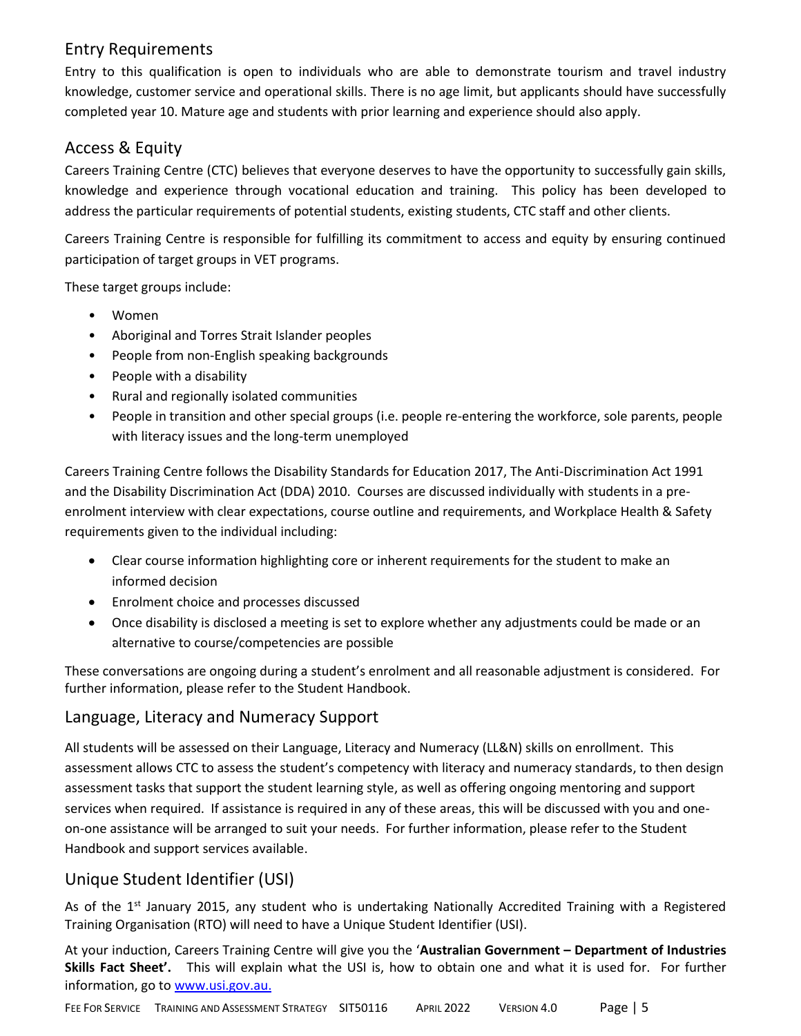## Entry Requirements

Entry to this qualification is open to individuals who are able to demonstrate tourism and travel industry knowledge, customer service and operational skills. There is no age limit, but applicants should have successfully completed year 10. Mature age and students with prior learning and experience should also apply.

## Access & Equity

Careers Training Centre (CTC) believes that everyone deserves to have the opportunity to successfully gain skills, knowledge and experience through vocational education and training. This policy has been developed to address the particular requirements of potential students, existing students, CTC staff and other clients.

Careers Training Centre is responsible for fulfilling its commitment to access and equity by ensuring continued participation of target groups in VET programs.

These target groups include:

- Women
- Aboriginal and Torres Strait Islander peoples
- People from non-English speaking backgrounds
- People with a disability
- Rural and regionally isolated communities
- People in transition and other special groups (i.e. people re-entering the workforce, sole parents, people with literacy issues and the long-term unemployed

Careers Training Centre follows the Disability Standards for Education 2017, The Anti-Discrimination Act 1991 and the Disability Discrimination Act (DDA) 2010. Courses are discussed individually with students in a pre-enrolment interview with clear expectations, course outline and requirements, and Workplace Health & Safety requirements given to the individual including:

- Clear course information highlighting core or inherent requirements for the student to make an informed decision
- Enrolment choice and processes discussed
- Once disability is disclosed a meeting is set to explore whether any adjustments could be made or an alternative to course/competencies are possible

These conversations are ongoing during a student's enrolment and all reasonable adjustment is considered. For further information, please refer to the Student Handbook.

## Language, Literacy and Numeracy Support

All students will be assessed on their Language, Literacy and Numeracy (LL&N) skills on enrollment. This assessment allows CTC to assess the student's competency with literacy and numeracy standards, to then design assessment tasks that support the student learning style, as well as offering ongoing mentoring and support services when required. If assistance is required in any of these areas, this will be discussed with you and one-on-one assistance will be arranged to suit your needs. For further information, please refer to the Student Handbook and support services available.

## Unique Student Identifier (USI)

As of the 1st January 2015, any student who is undertaking Nationally Accredited Training with a Registered Training Organisation (RTO) will need to have a Unique Student Identifier (USI).

At your induction, Careers Training Centre will give you the '**Australian Government – Department of Industries Skills Fact Sheet'.** This will explain what the USI is, how to obtain one and what it is used for. For further information, go to www.usi.gov.au.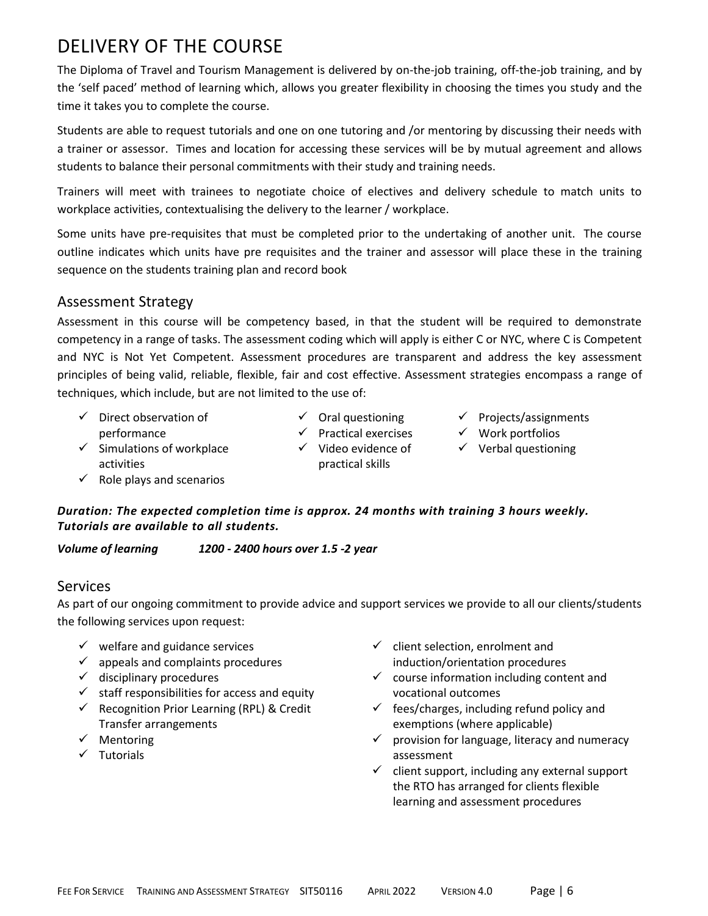# DELIVERY OF THE COURSE

The Diploma of Travel and Tourism Management is delivered by on-the-job training, off-the-job training, and by the 'self paced' method of learning which, allows you greater flexibility in choosing the times you study and the time it takes you to complete the course.

Students are able to request tutorials and one on one tutoring and /or mentoring by discussing their needs with a trainer or assessor. Times and location for accessing these services will be by mutual agreement and allows students to balance their personal commitments with their study and training needs.

Trainers will meet with trainees to negotiate choice of electives and delivery schedule to match units to workplace activities, contextualising the delivery to the learner / workplace.

Some units have pre-requisites that must be completed prior to the undertaking of another unit. The course outline indicates which units have pre requisites and the trainer and assessor will place these in the training sequence on the students training plan and record book

## Assessment Strategy

Assessment in this course will be competency based, in that the student will be required to demonstrate competency in a range of tasks. The assessment coding which will apply is either C or NYC, where C is Competent and NYC is Not Yet Competent. Assessment procedures are transparent and address the key assessment principles of being valid, reliable, flexible, fair and cost effective. Assessment strategies encompass a range of techniques, which include, but are not limited to the use of:

- ✓ Direct observation of performance
- ✓ Simulations of workplace activities
- ✓ Role plays and scenarios
- ✓ Oral questioning
- ✓ Practical exercises
- ✓ Video evidence of practical skills
- ✓ Projects/assignments
- ✓ Work portfolios
- ✓ Verbal questioning

***Duration: The expected completion time is approx. 24 months with training 3 hours weekly. Tutorials are available to all students.***

***Volume of learning*** ***1200 - 2400 hours over 1.5 -2 year***

## Services

As part of our ongoing commitment to provide advice and support services we provide to all our clients/students the following services upon request:

- ✓ welfare and guidance services
- ✓ appeals and complaints procedures
- ✓ disciplinary procedures
- ✓ staff responsibilities for access and equity
- ✓ Recognition Prior Learning (RPL) & Credit Transfer arrangements
- ✓ Mentoring
- ✓ Tutorials
- ✓ client selection, enrolment and induction/orientation procedures
- ✓ course information including content and vocational outcomes
- ✓ fees/charges, including refund policy and exemptions (where applicable)
- ✓ provision for language, literacy and numeracy assessment
- ✓ client support, including any external support the RTO has arranged for clients flexible learning and assessment procedures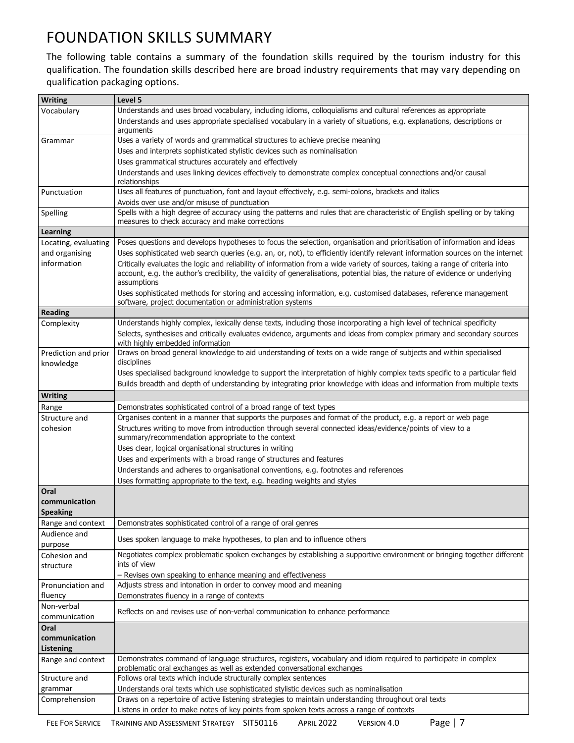# FOUNDATION SKILLS SUMMARY

The following table contains a summary of the foundation skills required by the tourism industry for this qualification. The foundation skills described here are broad industry requirements that may vary depending on qualification packaging options.

| **Writing** | **Level 5** |
|---|---|
| Vocabulary | Understands and uses broad vocabulary, including idioms, colloquialisms and cultural references as appropriate<br>Understands and uses appropriate specialised vocabulary in a variety of situations, e.g. explanations, descriptions or arguments |
| Grammar | Uses a variety of words and grammatical structures to achieve precise meaning<br>Uses and interprets sophisticated stylistic devices such as nominalisation<br>Uses grammatical structures accurately and effectively<br>Understands and uses linking devices effectively to demonstrate complex conceptual connections and/or causal relationships |
| Punctuation | Uses all features of punctuation, font and layout effectively, e.g. semi-colons, brackets and italics<br>Avoids over use and/or misuse of punctuation |
| Spelling | Spells with a high degree of accuracy using the patterns and rules that are characteristic of English spelling or by taking measures to check accuracy and make corrections |
| **Learning** | |
| Locating, evaluating and organising information | Poses questions and develops hypotheses to focus the selection, organisation and prioritisation of information and ideas<br>Uses sophisticated web search queries (e.g. an, or, not), to efficiently identify relevant information sources on the internet<br>Critically evaluates the logic and reliability of information from a wide variety of sources, taking a range of criteria into account, e.g. the author's credibility, the validity of generalisations, potential bias, the nature of evidence or underlying assumptions<br>Uses sophisticated methods for storing and accessing information, e.g. customised databases, reference management software, project documentation or administration systems |
| **Reading** | |
| Complexity | Understands highly complex, lexically dense texts, including those incorporating a high level of technical specificity<br>Selects, synthesises and critically evaluates evidence, arguments and ideas from complex primary and secondary sources with highly embedded information |
| Prediction and prior knowledge | Draws on broad general knowledge to aid understanding of texts on a wide range of subjects and within specialised disciplines<br>Uses specialised background knowledge to support the interpretation of highly complex texts specific to a particular field<br>Builds breadth and depth of understanding by integrating prior knowledge with ideas and information from multiple texts |
| **Writing** | |
| Range | Demonstrates sophisticated control of a broad range of text types |
| Structure and cohesion | Organises content in a manner that supports the purposes and format of the product, e.g. a report or web page<br>Structures writing to move from introduction through several connected ideas/evidence/points of view to a summary/recommendation appropriate to the context<br>Uses clear, logical organisational structures in writing<br>Uses and experiments with a broad range of structures and features<br>Understands and adheres to organisational conventions, e.g. footnotes and references<br>Uses formatting appropriate to the text, e.g. heading weights and styles |
| **Oral communication Speaking** | |
| Range and context | Demonstrates sophisticated control of a range of oral genres |
| Audience and purpose | Uses spoken language to make hypotheses, to plan and to influence others |
| Cohesion and structure | Negotiates complex problematic spoken exchanges by establishing a supportive environment or bringing together different ints of view<br>– Revises own speaking to enhance meaning and effectiveness |
| Pronunciation and fluency | Adjusts stress and intonation in order to convey mood and meaning<br>Demonstrates fluency in a range of contexts |
| Non-verbal communication | Reflects on and revises use of non-verbal communication to enhance performance |
| **Oral communication Listening** | |
| Range and context | Demonstrates command of language structures, registers, vocabulary and idiom required to participate in complex problematic oral exchanges as well as extended conversational exchanges |
| Structure and grammar | Follows oral texts which include structurally complex sentences<br>Understands oral texts which use sophisticated stylistic devices such as nominalisation |
| Comprehension | Draws on a repertoire of active listening strategies to maintain understanding throughout oral texts<br>Listens in order to make notes of key points from spoken texts across a range of contexts |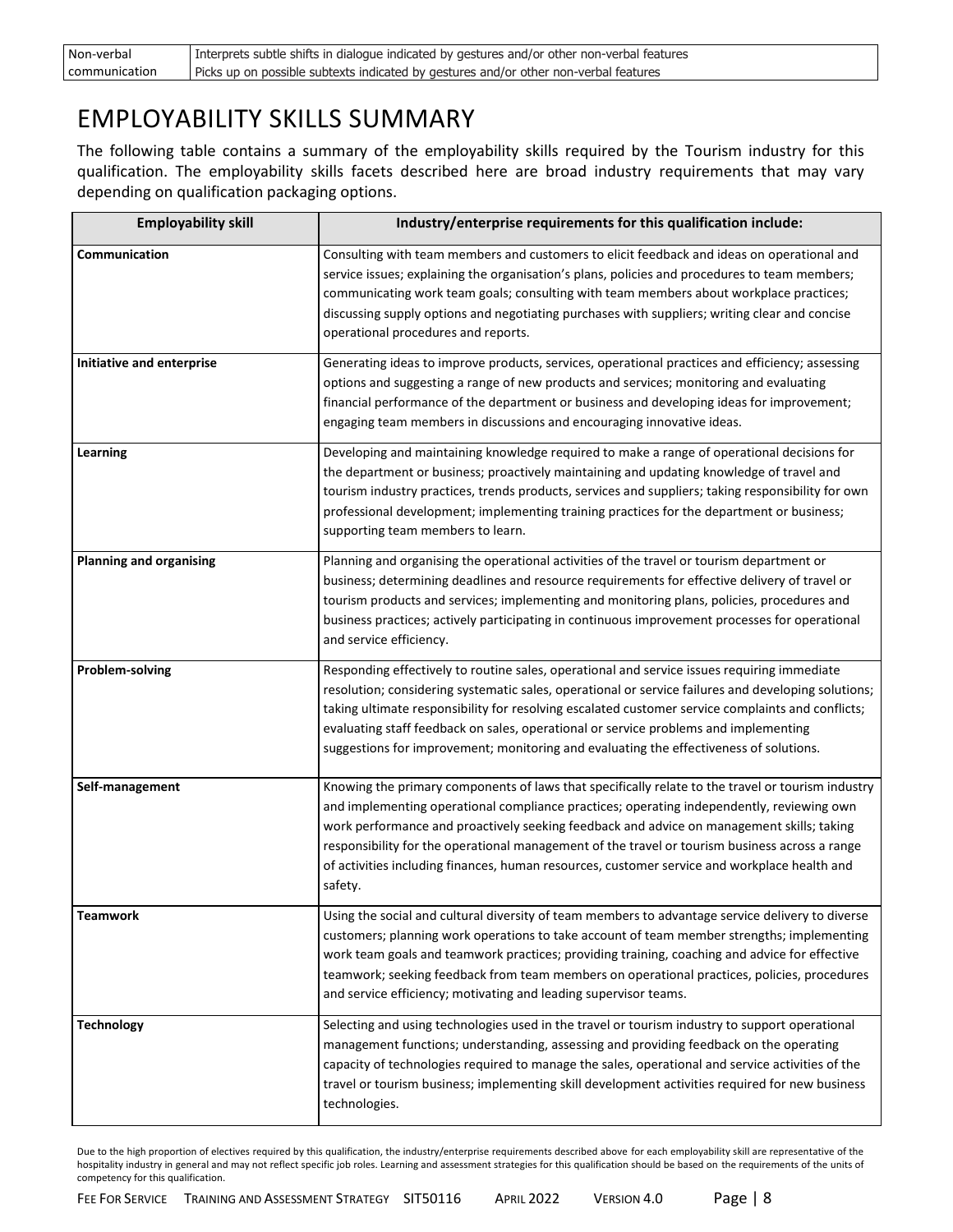| Non-verbal communication | Interprets subtle shifts in dialogue indicated by gestures and/or other non-verbal features<br>Picks up on possible subtexts indicated by gestures and/or other non-verbal features |
|---|---|

# EMPLOYABILITY SKILLS SUMMARY

The following table contains a summary of the employability skills required by the Tourism industry for this qualification. The employability skills facets described here are broad industry requirements that may vary depending on qualification packaging options.

| Employability skill | Industry/enterprise requirements for this qualification include: |
|---|---|
| **Communication** | Consulting with team members and customers to elicit feedback and ideas on operational and service issues; explaining the organisation's plans, policies and procedures to team members; communicating work team goals; consulting with team members about workplace practices; discussing supply options and negotiating purchases with suppliers; writing clear and concise operational procedures and reports. |
| **Initiative and enterprise** | Generating ideas to improve products, services, operational practices and efficiency; assessing options and suggesting a range of new products and services; monitoring and evaluating financial performance of the department or business and developing ideas for improvement; engaging team members in discussions and encouraging innovative ideas. |
| **Learning** | Developing and maintaining knowledge required to make a range of operational decisions for the department or business; proactively maintaining and updating knowledge of travel and tourism industry practices, trends products, services and suppliers; taking responsibility for own professional development; implementing training practices for the department or business; supporting team members to learn. |
| **Planning and organising** | Planning and organising the operational activities of the travel or tourism department or business; determining deadlines and resource requirements for effective delivery of travel or tourism products and services; implementing and monitoring plans, policies, procedures and business practices; actively participating in continuous improvement processes for operational and service efficiency. |
| **Problem-solving** | Responding effectively to routine sales, operational and service issues requiring immediate resolution; considering systematic sales, operational or service failures and developing solutions; taking ultimate responsibility for resolving escalated customer service complaints and conflicts; evaluating staff feedback on sales, operational or service problems and implementing suggestions for improvement; monitoring and evaluating the effectiveness of solutions. |
| **Self-management** | Knowing the primary components of laws that specifically relate to the travel or tourism industry and implementing operational compliance practices; operating independently, reviewing own work performance and proactively seeking feedback and advice on management skills; taking responsibility for the operational management of the travel or tourism business across a range of activities including finances, human resources, customer service and workplace health and safety. |
| **Teamwork** | Using the social and cultural diversity of team members to advantage service delivery to diverse customers; planning work operations to take account of team member strengths; implementing work team goals and teamwork practices; providing training, coaching and advice for effective teamwork; seeking feedback from team members on operational practices, policies, procedures and service efficiency; motivating and leading supervisor teams. |
| **Technology** | Selecting and using technologies used in the travel or tourism industry to support operational management functions; understanding, assessing and providing feedback on the operating capacity of technologies required to manage the sales, operational and service activities of the travel or tourism business; implementing skill development activities required for new business technologies. |

Due to the high proportion of electives required by this qualification, the industry/enterprise requirements described above for each employability skill are representative of the hospitality industry in general and may not reflect specific job roles. Learning and assessment strategies for this qualification should be based on the requirements of the units of competency for this qualification.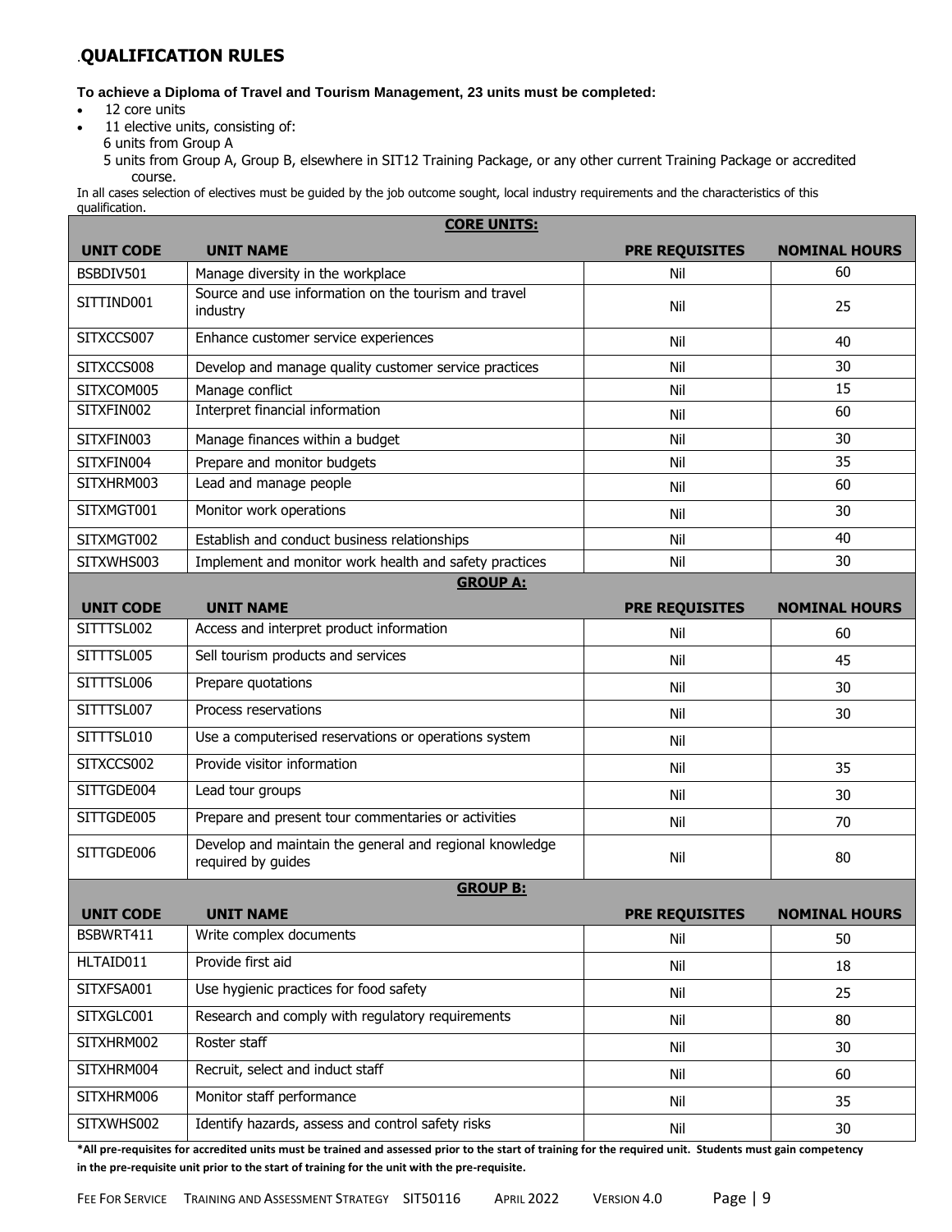## QUALIFICATION RULES

**To achieve a Diploma of Travel and Tourism Management, 23 units must be completed:**

- 12 core units
- 11 elective units, consisting of:
  6 units from Group A
  5 units from Group A, Group B, elsewhere in SIT12 Training Package, or any other current Training Package or accredited course.

In all cases selection of electives must be guided by the job outcome sought, local industry requirements and the characteristics of this qualification.

| **CORE UNITS:** | | | |
|---|---|---|---|
| **UNIT CODE** | **UNIT NAME** | **PRE REQUISITES** | **NOMINAL HOURS** |
| BSBDIV501 | Manage diversity in the workplace | Nil | 60 |
| SITTIND001 | Source and use information on the tourism and travel industry | Nil | 25 |
| SITXCCS007 | Enhance customer service experiences | Nil | 40 |
| SITXCCS008 | Develop and manage quality customer service practices | Nil | 30 |
| SITXCOM005 | Manage conflict | Nil | 15 |
| SITXFIN002 | Interpret financial information | Nil | 60 |
| SITXFIN003 | Manage finances within a budget | Nil | 30 |
| SITXFIN004 | Prepare and monitor budgets | Nil | 35 |
| SITXHRM003 | Lead and manage people | Nil | 60 |
| SITXMGT001 | Monitor work operations | Nil | 30 |
| SITXMGT002 | Establish and conduct business relationships | Nil | 40 |
| SITXWHS003 | Implement and monitor work health and safety practices | Nil | 30 |
| **GROUP A:** | | | |
| **UNIT CODE** | **UNIT NAME** | **PRE REQUISITES** | **NOMINAL HOURS** |
| SITTTSL002 | Access and interpret product information | Nil | 60 |
| SITTTSL005 | Sell tourism products and services | Nil | 45 |
| SITTTSL006 | Prepare quotations | Nil | 30 |
| SITTTSL007 | Process reservations | Nil | 30 |
| SITTTSL010 | Use a computerised reservations or operations system | Nil | |
| SITXCCS002 | Provide visitor information | Nil | 35 |
| SITTGDE004 | Lead tour groups | Nil | 30 |
| SITTGDE005 | Prepare and present tour commentaries or activities | Nil | 70 |
| SITTGDE006 | Develop and maintain the general and regional knowledge required by guides | Nil | 80 |
| **GROUP B:** | | | |
| **UNIT CODE** | **UNIT NAME** | **PRE REQUISITES** | **NOMINAL HOURS** |
| BSBWRT411 | Write complex documents | Nil | 50 |
| HLTAID011 | Provide first aid | Nil | 18 |
| SITXFSA001 | Use hygienic practices for food safety | Nil | 25 |
| SITXGLC001 | Research and comply with regulatory requirements | Nil | 80 |
| SITXHRM002 | Roster staff | Nil | 30 |
| SITXHRM004 | Recruit, select and induct staff | Nil | 60 |
| SITXHRM006 | Monitor staff performance | Nil | 35 |
| SITXWHS002 | Identify hazards, assess and control safety risks | Nil | 30 |

**\*All pre-requisites for accredited units must be trained and assessed prior to the start of training for the required unit. Students must gain competency in the pre-requisite unit prior to the start of training for the unit with the pre-requisite.**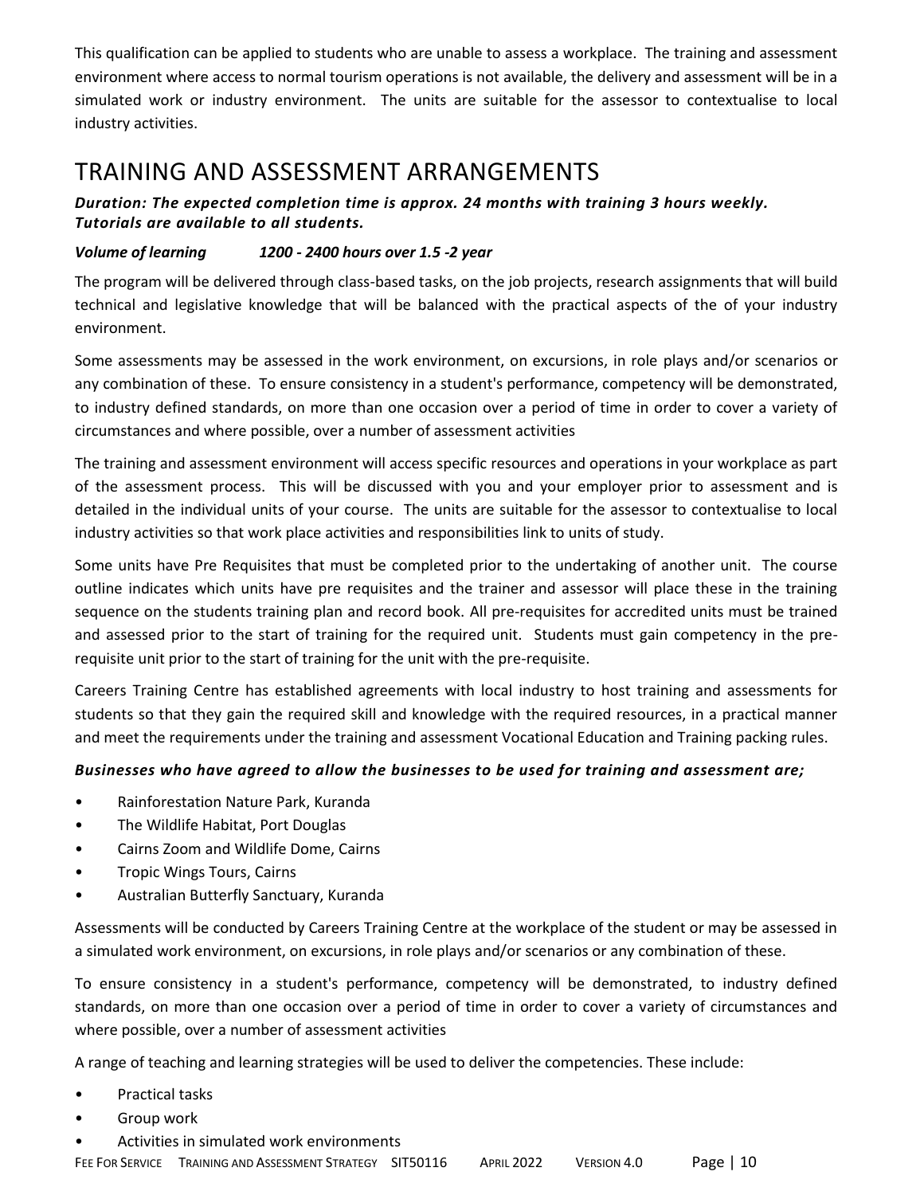This qualification can be applied to students who are unable to assess a workplace. The training and assessment environment where access to normal tourism operations is not available, the delivery and assessment will be in a simulated work or industry environment. The units are suitable for the assessor to contextualise to local industry activities.

# TRAINING AND ASSESSMENT ARRANGEMENTS

***Duration: The expected completion time is approx. 24 months with training 3 hours weekly. Tutorials are available to all students.***

***Volume of learning 1200 - 2400 hours over 1.5 -2 year***

The program will be delivered through class-based tasks, on the job projects, research assignments that will build technical and legislative knowledge that will be balanced with the practical aspects of the of your industry environment.

Some assessments may be assessed in the work environment, on excursions, in role plays and/or scenarios or any combination of these. To ensure consistency in a student's performance, competency will be demonstrated, to industry defined standards, on more than one occasion over a period of time in order to cover a variety of circumstances and where possible, over a number of assessment activities

The training and assessment environment will access specific resources and operations in your workplace as part of the assessment process. This will be discussed with you and your employer prior to assessment and is detailed in the individual units of your course. The units are suitable for the assessor to contextualise to local industry activities so that work place activities and responsibilities link to units of study.

Some units have Pre Requisites that must be completed prior to the undertaking of another unit. The course outline indicates which units have pre requisites and the trainer and assessor will place these in the training sequence on the students training plan and record book. All pre-requisites for accredited units must be trained and assessed prior to the start of training for the required unit. Students must gain competency in the pre-requisite unit prior to the start of training for the unit with the pre-requisite.

Careers Training Centre has established agreements with local industry to host training and assessments for students so that they gain the required skill and knowledge with the required resources, in a practical manner and meet the requirements under the training and assessment Vocational Education and Training packing rules.

***Businesses who have agreed to allow the businesses to be used for training and assessment are;***

- Rainforestation Nature Park, Kuranda
- The Wildlife Habitat, Port Douglas
- Cairns Zoom and Wildlife Dome, Cairns
- Tropic Wings Tours, Cairns
- Australian Butterfly Sanctuary, Kuranda

Assessments will be conducted by Careers Training Centre at the workplace of the student or may be assessed in a simulated work environment, on excursions, in role plays and/or scenarios or any combination of these.

To ensure consistency in a student's performance, competency will be demonstrated, to industry defined standards, on more than one occasion over a period of time in order to cover a variety of circumstances and where possible, over a number of assessment activities

A range of teaching and learning strategies will be used to deliver the competencies. These include:

- Practical tasks
- Group work
- Activities in simulated work environments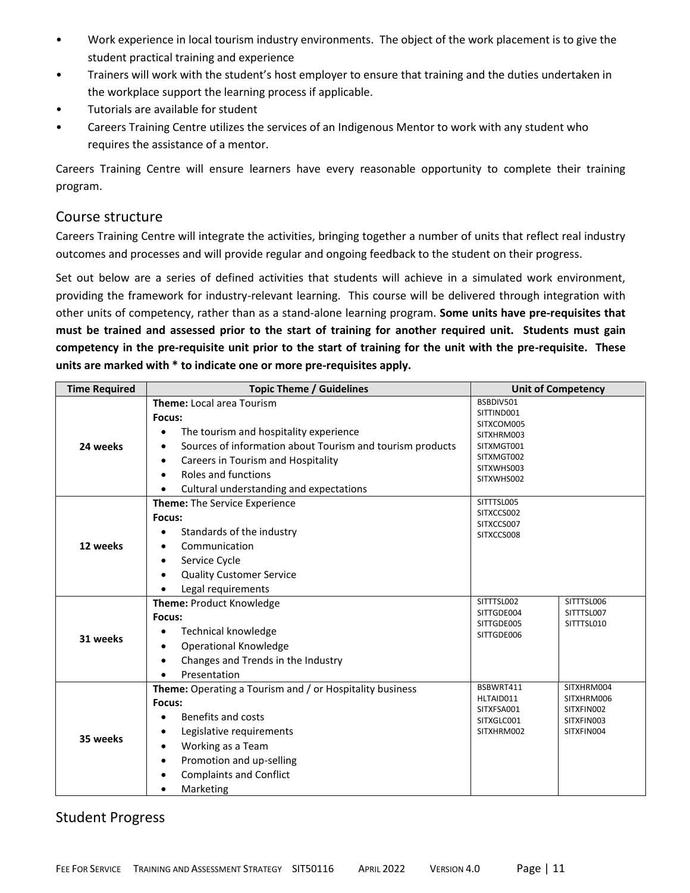- Work experience in local tourism industry environments. The object of the work placement is to give the student practical training and experience
- Trainers will work with the student's host employer to ensure that training and the duties undertaken in the workplace support the learning process if applicable.
- Tutorials are available for student
- Careers Training Centre utilizes the services of an Indigenous Mentor to work with any student who requires the assistance of a mentor.

Careers Training Centre will ensure learners have every reasonable opportunity to complete their training program.

## Course structure

Careers Training Centre will integrate the activities, bringing together a number of units that reflect real industry outcomes and processes and will provide regular and ongoing feedback to the student on their progress.

Set out below are a series of defined activities that students will achieve in a simulated work environment, providing the framework for industry-relevant learning. This course will be delivered through integration with other units of competency, rather than as a stand-alone learning program. **Some units have pre-requisites that must be trained and assessed prior to the start of training for another required unit. Students must gain competency in the pre-requisite unit prior to the start of training for the unit with the pre-requisite. These units are marked with * to indicate one or more pre-requisites apply.**

| Time Required | Topic Theme / Guidelines | Unit of Competency | |
|---|---|---|---|
| 24 weeks | **Theme:** Local area Tourism<br>**Focus:**<br>• The tourism and hospitality experience<br>• Sources of information about Tourism and tourism products<br>• Careers in Tourism and Hospitality<br>• Roles and functions<br>• Cultural understanding and expectations | BSBDIV501<br>SITTIND001<br>SITXCOM005<br>SITXHRM003<br>SITXMGT001<br>SITXMGT002<br>SITXWHS003<br>SITXWHS002 | |
| 12 weeks | **Theme:** The Service Experience<br>**Focus:**<br>• Standards of the industry<br>• Communication<br>• Service Cycle<br>• Quality Customer Service<br>• Legal requirements | SITTTSL005<br>SITXCCS002<br>SITXCCS007<br>SITXCCS008 | |
| 31 weeks | **Theme:** Product Knowledge<br>**Focus:**<br>• Technical knowledge<br>• Operational Knowledge<br>• Changes and Trends in the Industry<br>• Presentation | SITTTSL002<br>SITTGDE004<br>SITTGDE005<br>SITTGDE006 | SITTTSL006<br>SITTTSL007<br>SITTTSL010 |
| 35 weeks | **Theme:** Operating a Tourism and / or Hospitality business<br>**Focus:**<br>• Benefits and costs<br>• Legislative requirements<br>• Working as a Team<br>• Promotion and up-selling<br>• Complaints and Conflict<br>• Marketing | BSBWRT411<br>HLTAID011<br>SITXFSA001<br>SITXGLC001<br>SITXHRM002 | SITXHRM004<br>SITXHRM006<br>SITXFIN002<br>SITXFIN003<br>SITXFIN004 |

## Student Progress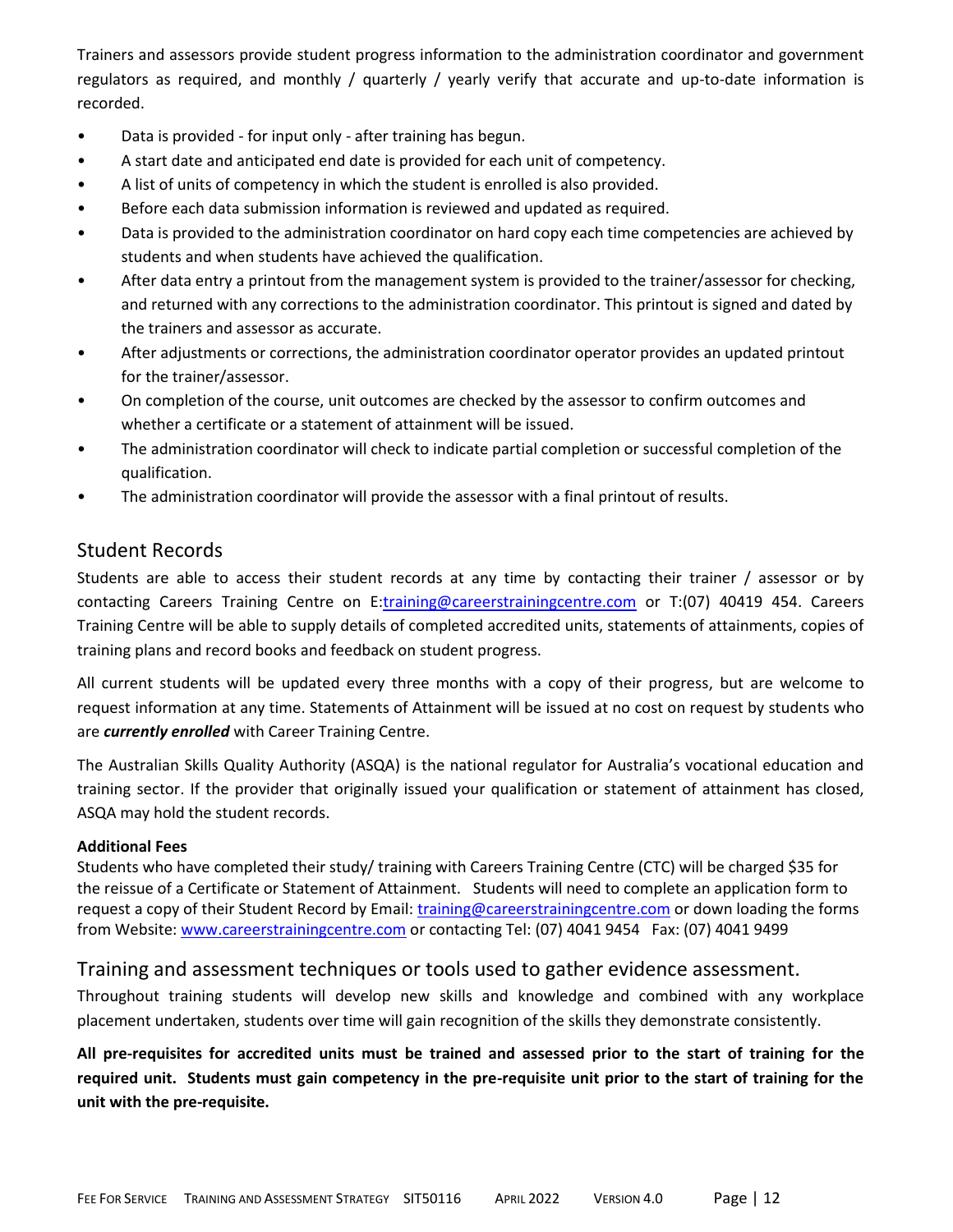Trainers and assessors provide student progress information to the administration coordinator and government regulators as required, and monthly / quarterly / yearly verify that accurate and up-to-date information is recorded.

- Data is provided - for input only - after training has begun.
- A start date and anticipated end date is provided for each unit of competency.
- A list of units of competency in which the student is enrolled is also provided.
- Before each data submission information is reviewed and updated as required.
- Data is provided to the administration coordinator on hard copy each time competencies are achieved by students and when students have achieved the qualification.
- After data entry a printout from the management system is provided to the trainer/assessor for checking, and returned with any corrections to the administration coordinator. This printout is signed and dated by the trainers and assessor as accurate.
- After adjustments or corrections, the administration coordinator operator provides an updated printout for the trainer/assessor.
- On completion of the course, unit outcomes are checked by the assessor to confirm outcomes and whether a certificate or a statement of attainment will be issued.
- The administration coordinator will check to indicate partial completion or successful completion of the qualification.
- The administration coordinator will provide the assessor with a final printout of results.

## Student Records

Students are able to access their student records at any time by contacting their trainer / assessor or by contacting Careers Training Centre on E:training@careerstrainingcentre.com or T:(07) 40419 454. Careers Training Centre will be able to supply details of completed accredited units, statements of attainments, copies of training plans and record books and feedback on student progress.

All current students will be updated every three months with a copy of their progress, but are welcome to request information at any time. Statements of Attainment will be issued at no cost on request by students who are ***currently enrolled*** with Career Training Centre.

The Australian Skills Quality Authority (ASQA) is the national regulator for Australia's vocational education and training sector. If the provider that originally issued your qualification or statement of attainment has closed, ASQA may hold the student records.

**Additional Fees**

Students who have completed their study/ training with Careers Training Centre (CTC) will be charged $35 for the reissue of a Certificate or Statement of Attainment. Students will need to complete an application form to request a copy of their Student Record by Email: training@careerstrainingcentre.com or down loading the forms from Website: www.careerstrainingcentre.com or contacting Tel: (07) 4041 9454 Fax: (07) 4041 9499

## Training and assessment techniques or tools used to gather evidence assessment.

Throughout training students will develop new skills and knowledge and combined with any workplace placement undertaken, students over time will gain recognition of the skills they demonstrate consistently.

**All pre-requisites for accredited units must be trained and assessed prior to the start of training for the required unit. Students must gain competency in the pre-requisite unit prior to the start of training for the unit with the pre-requisite.**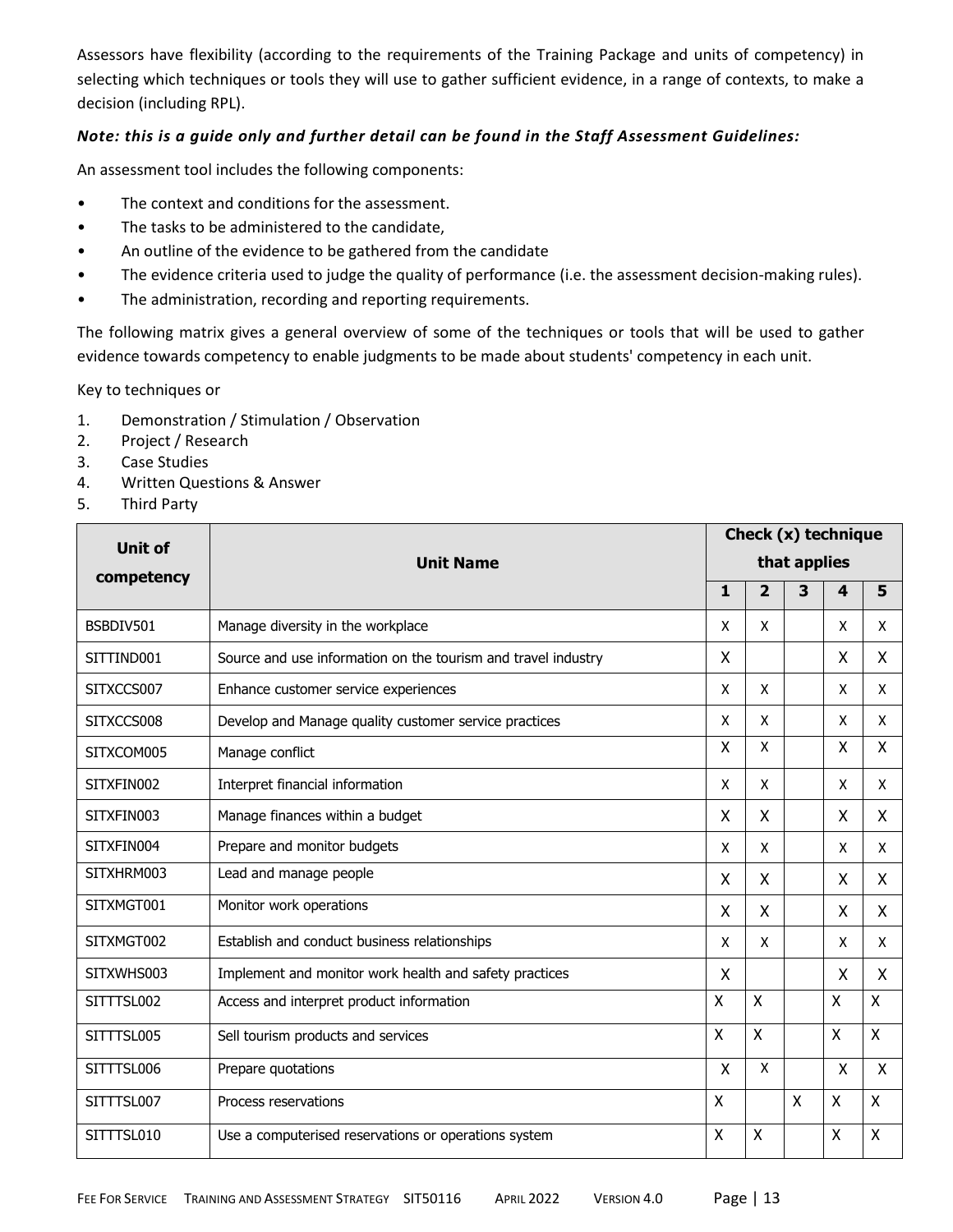Assessors have flexibility (according to the requirements of the Training Package and units of competency) in selecting which techniques or tools they will use to gather sufficient evidence, in a range of contexts, to make a decision (including RPL).

***Note: this is a guide only and further detail can be found in the Staff Assessment Guidelines:***

An assessment tool includes the following components:

- The context and conditions for the assessment.
- The tasks to be administered to the candidate,
- An outline of the evidence to be gathered from the candidate
- The evidence criteria used to judge the quality of performance (i.e. the assessment decision-making rules).
- The administration, recording and reporting requirements.

The following matrix gives a general overview of some of the techniques or tools that will be used to gather evidence towards competency to enable judgments to be made about students' competency in each unit.

Key to techniques or

1. Demonstration / Stimulation / Observation
2. Project / Research
3. Case Studies
4. Written Questions & Answer
5. Third Party

| Unit of competency | Unit Name | Check (x) technique that applies | | | | |
|---|---|---|---|---|---|---|
| | | **1** | **2** | **3** | **4** | **5** |
| BSBDIV501 | Manage diversity in the workplace | X | X | | X | X |
| SITTIND001 | Source and use information on the tourism and travel industry | X | | | X | X |
| SITXCCS007 | Enhance customer service experiences | X | X | | X | X |
| SITXCCS008 | Develop and Manage quality customer service practices | X | X | | X | X |
| SITXCOM005 | Manage conflict | X | X | | X | X |
| SITXFIN002 | Interpret financial information | X | X | | X | X |
| SITXFIN003 | Manage finances within a budget | X | X | | X | X |
| SITXFIN004 | Prepare and monitor budgets | X | X | | X | X |
| SITXHRM003 | Lead and manage people | X | X | | X | X |
| SITXMGT001 | Monitor work operations | X | X | | X | X |
| SITXMGT002 | Establish and conduct business relationships | X | X | | X | X |
| SITXWHS003 | Implement and monitor work health and safety practices | X | | | X | X |
| SITTTSL002 | Access and interpret product information | X | X | | X | X |
| SITTTSL005 | Sell tourism products and services | X | X | | X | X |
| SITTTSL006 | Prepare quotations | X | X | | X | X |
| SITTTSL007 | Process reservations | X | | X | X | X |
| SITTTSL010 | Use a computerised reservations or operations system | X | X | | X | X |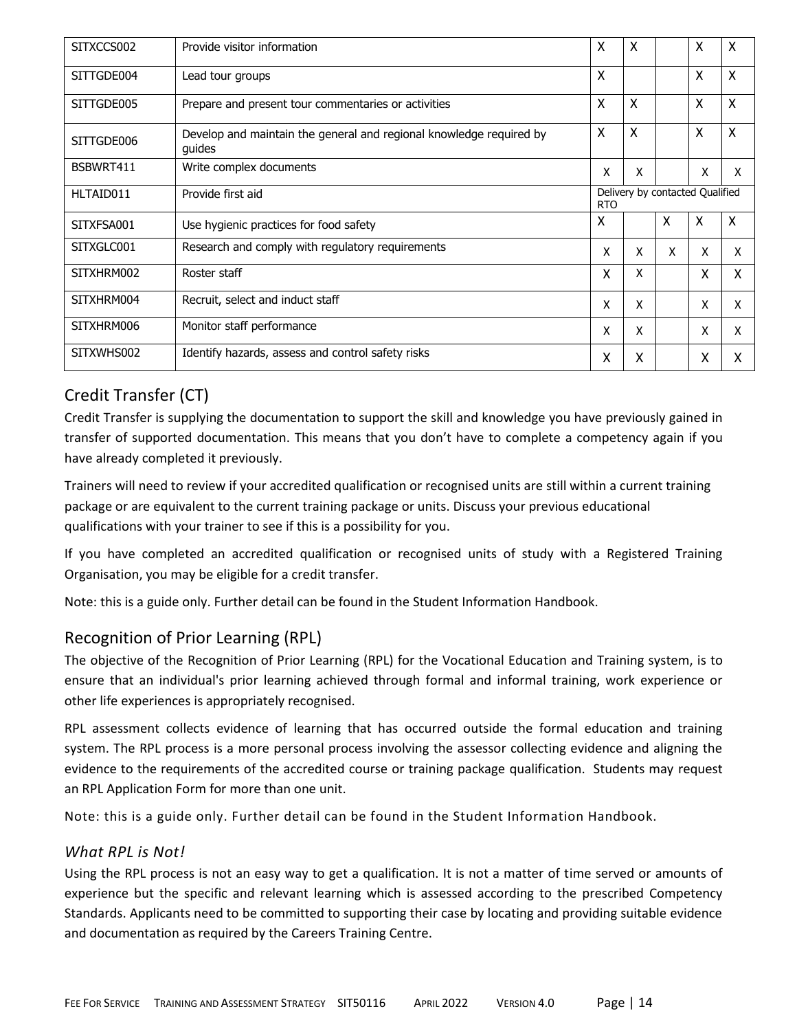| | | | | | | |
|---|---|---|---|---|---|---|
| SITXCCS002 | Provide visitor information | X | X | | X | X |
| SITTGDE004 | Lead tour groups | X | | | X | X |
| SITTGDE005 | Prepare and present tour commentaries or activities | X | X | | X | X |
| SITTGDE006 | Develop and maintain the general and regional knowledge required by guides | X | X | | X | X |
| BSBWRT411 | Write complex documents | X | X | | X | X |
| HLTAID011 | Provide first aid | Delivery by contacted Qualified RTO | | | | |
| SITXFSA001 | Use hygienic practices for food safety | X | | X | X | X |
| SITXGLC001 | Research and comply with regulatory requirements | X | X | X | X | X |
| SITXHRM002 | Roster staff | X | X | | X | X |
| SITXHRM004 | Recruit, select and induct staff | X | X | | X | X |
| SITXHRM006 | Monitor staff performance | X | X | | X | X |
| SITXWHS002 | Identify hazards, assess and control safety risks | X | X | | X | X |

## Credit Transfer (CT)

Credit Transfer is supplying the documentation to support the skill and knowledge you have previously gained in transfer of supported documentation. This means that you don't have to complete a competency again if you have already completed it previously.

Trainers will need to review if your accredited qualification or recognised units are still within a current training package or are equivalent to the current training package or units. Discuss your previous educational qualifications with your trainer to see if this is a possibility for you.

If you have completed an accredited qualification or recognised units of study with a Registered Training Organisation, you may be eligible for a credit transfer.

Note: this is a guide only. Further detail can be found in the Student Information Handbook.

## Recognition of Prior Learning (RPL)

The objective of the Recognition of Prior Learning (RPL) for the Vocational Education and Training system, is to ensure that an individual's prior learning achieved through formal and informal training, work experience or other life experiences is appropriately recognised.

RPL assessment collects evidence of learning that has occurred outside the formal education and training system. The RPL process is a more personal process involving the assessor collecting evidence and aligning the evidence to the requirements of the accredited course or training package qualification. Students may request an RPL Application Form for more than one unit.

Note: this is a guide only. Further detail can be found in the Student Information Handbook.

### *What RPL is Not!*

Using the RPL process is not an easy way to get a qualification. It is not a matter of time served or amounts of experience but the specific and relevant learning which is assessed according to the prescribed Competency Standards. Applicants need to be committed to supporting their case by locating and providing suitable evidence and documentation as required by the Careers Training Centre.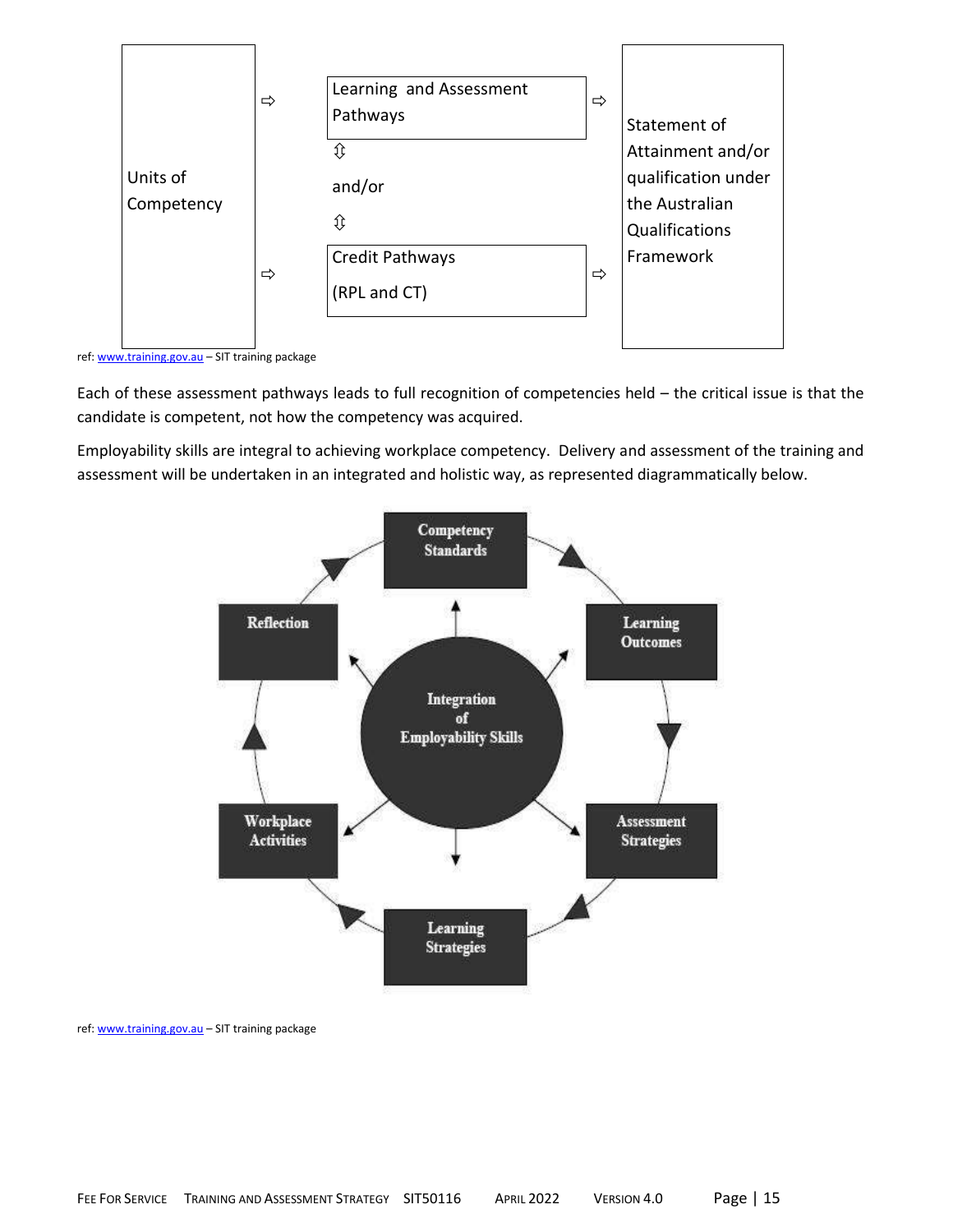| Units of Competency | ⇨ | Learning and Assessment Pathways | ⇨ | Statement of Attainment and/or qualification under the Australian Qualifications Framework |
| --- | --- | --- | --- | --- |
| | | ⇳ and/or ⇳ | | |
| | ⇨ | Credit Pathways (RPL and CT) | ⇨ | |

ref: www.training.gov.au – SIT training package

Each of these assessment pathways leads to full recognition of competencies held – the critical issue is that the candidate is competent, not how the competency was acquired.

Employability skills are integral to achieving workplace competency. Delivery and assessment of the training and assessment will be undertaken in an integrated and holistic way, as represented diagrammatically below.

Competency Standards → Learning Outcomes → Assessment Strategies → Learning Strategies → Workplace Activities → Reflection → Competency Standards

Integration of Employability Skills

ref: www.training.gov.au – SIT training package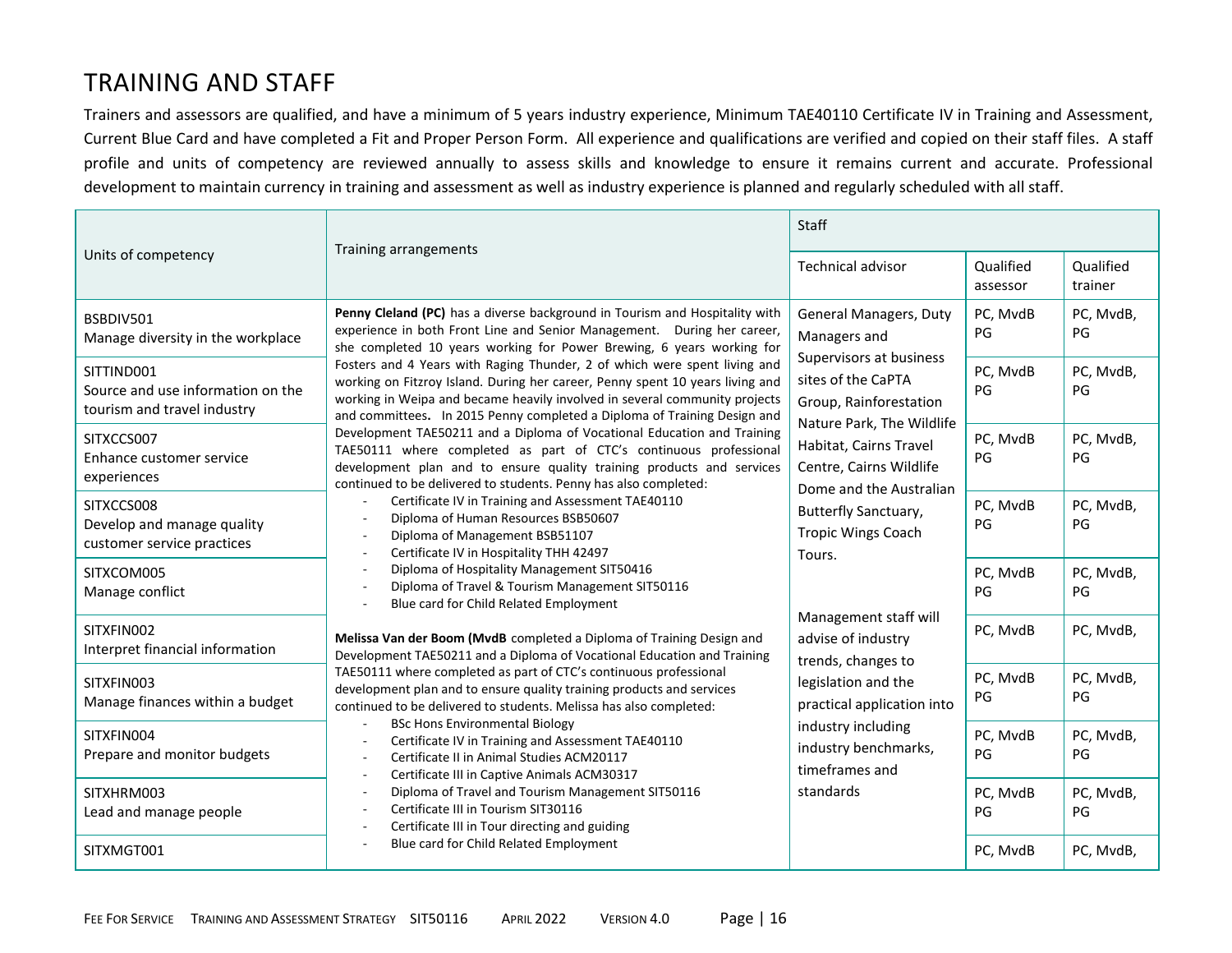# TRAINING AND STAFF

Trainers and assessors are qualified, and have a minimum of 5 years industry experience, Minimum TAE40110 Certificate IV in Training and Assessment, Current Blue Card and have completed a Fit and Proper Person Form. All experience and qualifications are verified and copied on their staff files. A staff profile and units of competency are reviewed annually to assess skills and knowledge to ensure it remains current and accurate. Professional development to maintain currency in training and assessment as well as industry experience is planned and regularly scheduled with all staff.

| Units of competency | Training arrangements | Staff | | |
|---|---|---|---|---|
| | | Technical advisor | Qualified assessor | Qualified trainer |
| BSBDIV501 Manage diversity in the workplace | **Penny Cleland (PC)** has a diverse background in Tourism and Hospitality with experience in both Front Line and Senior Management. During her career, she completed 10 years working for Power Brewing, 6 years working for Fosters and 4 Years with Raging Thunder, 2 of which were spent living and working on Fitzroy Island. During her career, Penny spent 10 years living and working in Weipa and became heavily involved in several community projects and committees. In 2015 Penny completed a Diploma of Training Design and Development TAE50211 and a Diploma of Vocational Education and Training TAE50111 where completed as part of CTC's continuous professional development plan and to ensure quality training products and services continued to be delivered to students. Penny has also completed:<br>- Certificate IV in Training and Assessment TAE40110<br>- Diploma of Human Resources BSB50607<br>- Diploma of Management BSB51107<br>- Certificate IV in Hospitality THH 42497<br>- Diploma of Hospitality Management SIT50416<br>- Diploma of Travel & Tourism Management SIT50116<br>- Blue card for Child Related Employment<br><br>**Melissa Van der Boom (MvdB** completed a Diploma of Training Design and Development TAE50211 and a Diploma of Vocational Education and Training TAE50111 where completed as part of CTC's continuous professional development plan and to ensure quality training products and services continued to be delivered to students. Melissa has also completed:<br>- BSc Hons Environmental Biology<br>- Certificate IV in Training and Assessment TAE40110<br>- Certificate II in Animal Studies ACM20117<br>- Certificate III in Captive Animals ACM30317<br>- Diploma of Travel and Tourism Management SIT50116<br>- Certificate III in Tourism SIT30116<br>- Certificate III in Tour directing and guiding<br>- Blue card for Child Related Employment | General Managers, Duty Managers and Supervisors at business sites of the CaPTA Group, Rainforestation Nature Park, The Wildlife Habitat, Cairns Travel Centre, Cairns Wildlife Dome and the Australian Butterfly Sanctuary, Tropic Wings Coach Tours.<br><br>Management staff will advise of industry trends, changes to legislation and the practical application into industry including industry benchmarks, timeframes and standards | PC, MvdB PG | PC, MvdB, PG |
| SITTIND001 Source and use information on the tourism and travel industry | | | PC, MvdB PG | PC, MvdB, PG |
| SITXCCS007 Enhance customer service experiences | | | PC, MvdB PG | PC, MvdB, PG |
| SITXCCS008 Develop and manage quality customer service practices | | | PC, MvdB PG | PC, MvdB, PG |
| SITXCOM005 Manage conflict | | | PC, MvdB PG | PC, MvdB, PG |
| SITXFIN002 Interpret financial information | | | PC, MvdB | PC, MvdB, |
| SITXFIN003 Manage finances within a budget | | | PC, MvdB PG | PC, MvdB, PG |
| SITXFIN004 Prepare and monitor budgets | | | PC, MvdB PG | PC, MvdB, PG |
| SITXHRM003 Lead and manage people | | | PC, MvdB PG | PC, MvdB, PG |
| SITXMGT001 | | | PC, MvdB | PC, MvdB, |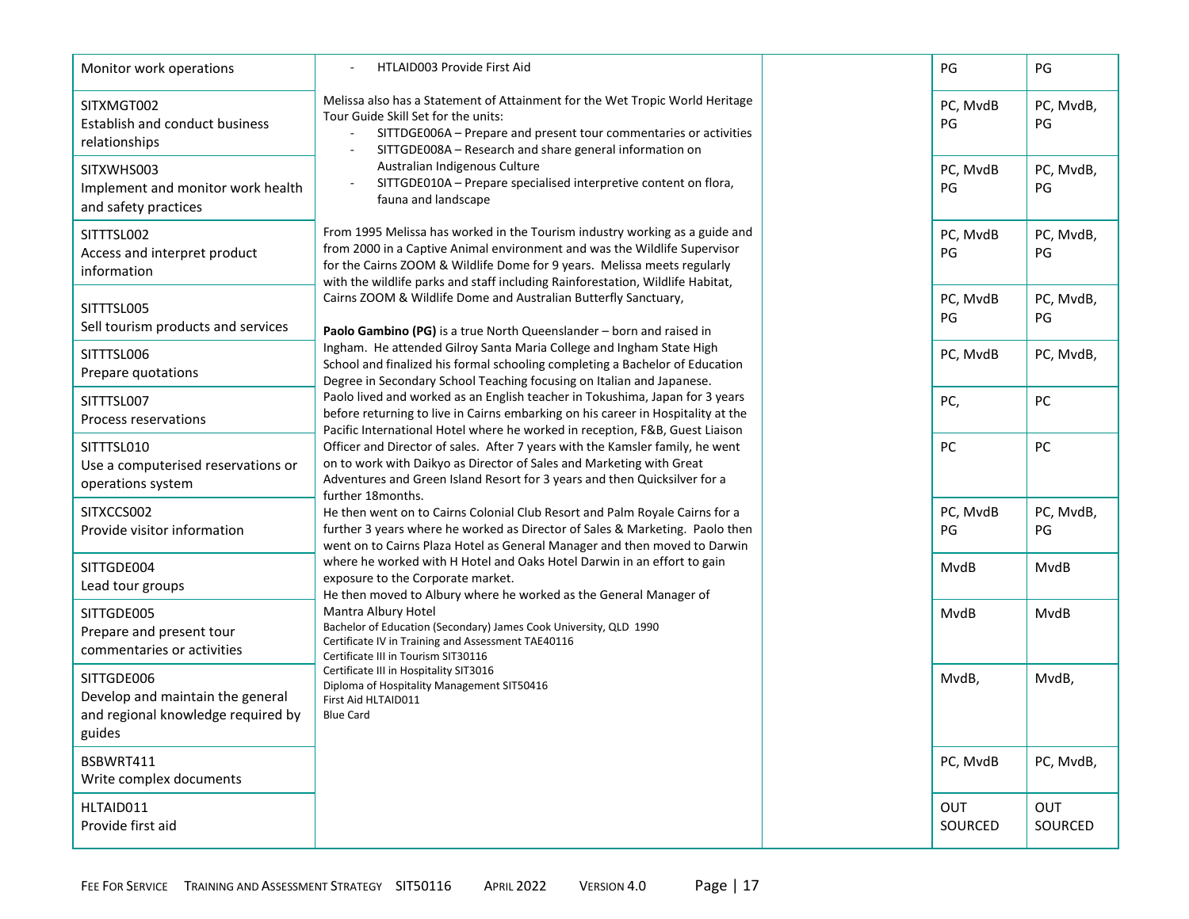| | | | | |
|---|---|---|---|---|
| Monitor work operations | - HTLAID003 Provide First Aid<br><br>Melissa also has a Statement of Attainment for the Wet Tropic World Heritage Tour Guide Skill Set for the units:<br>- SITTDGE006A – Prepare and present tour commentaries or activities<br>- SITTGDE008A – Research and share general information on Australian Indigenous Culture<br>- SITTGDE010A – Prepare specialised interpretive content on flora, fauna and landscape<br><br>From 1995 Melissa has worked in the Tourism industry working as a guide and from 2000 in a Captive Animal environment and was the Wildlife Supervisor for the Cairns ZOOM & Wildlife Dome for 9 years. Melissa meets regularly with the wildlife parks and staff including Rainforestation, Wildlife Habitat, Cairns ZOOM & Wildlife Dome and Australian Butterfly Sanctuary,<br><br>**Paolo Gambino (PG)** is a true North Queenslander – born and raised in Ingham. He attended Gilroy Santa Maria College and Ingham State High School and finalized his formal schooling completing a Bachelor of Education Degree in Secondary School Teaching focusing on Italian and Japanese. Paolo lived and worked as an English teacher in Tokushima, Japan for 3 years before returning to live in Cairns embarking on his career in Hospitality at the Pacific International Hotel where he worked in reception, F&B, Guest Liaison Officer and Director of sales. After 7 years with the Kamsler family, he went on to work with Daikyo as Director of Sales and Marketing with Great Adventures and Green Island Resort for 3 years and then Quicksilver for a further 18months.<br>He then went on to Cairns Colonial Club Resort and Palm Royale Cairns for a further 3 years where he worked as Director of Sales & Marketing. Paolo then went on to Cairns Plaza Hotel as General Manager and then moved to Darwin where he worked with H Hotel and Oaks Hotel Darwin in an effort to gain exposure to the Corporate market.<br>He then moved to Albury where he worked as the General Manager of Mantra Albury Hotel<br>Bachelor of Education (Secondary) James Cook University, QLD 1990<br>Certificate IV in Training and Assessment TAE40116<br>Certificate III in Tourism SIT30116<br>Certificate III in Hospitality SIT3016<br>Diploma of Hospitality Management SIT50416<br>First Aid HLTAID011<br>Blue Card | | PG | PG |
| SITXMGT002<br>Establish and conduct business relationships | | | PC, MvdB PG | PC, MvdB, PG |
| SITXWHS003<br>Implement and monitor work health and safety practices | | | PC, MvdB PG | PC, MvdB, PG |
| SITTTSL002<br>Access and interpret product information | | | PC, MvdB PG | PC, MvdB, PG |
| SITTTSL005<br>Sell tourism products and services | | | PC, MvdB PG | PC, MvdB, PG |
| SITTTSL006<br>Prepare quotations | | | PC, MvdB | PC, MvdB, |
| SITTTSL007<br>Process reservations | | | PC, | PC |
| SITTTSL010<br>Use a computerised reservations or operations system | | | PC | PC |
| SITXCCS002<br>Provide visitor information | | | PC, MvdB PG | PC, MvdB, PG |
| SITTGDE004<br>Lead tour groups | | | MvdB | MvdB |
| SITTGDE005<br>Prepare and present tour commentaries or activities | | | MvdB | MvdB |
| SITTGDE006<br>Develop and maintain the general and regional knowledge required by guides | | | MvdB, | MvdB, |
| BSBWRT411<br>Write complex documents | | | PC, MvdB | PC, MvdB, |
| HLTAID011<br>Provide first aid | | | OUT SOURCED | OUT SOURCED |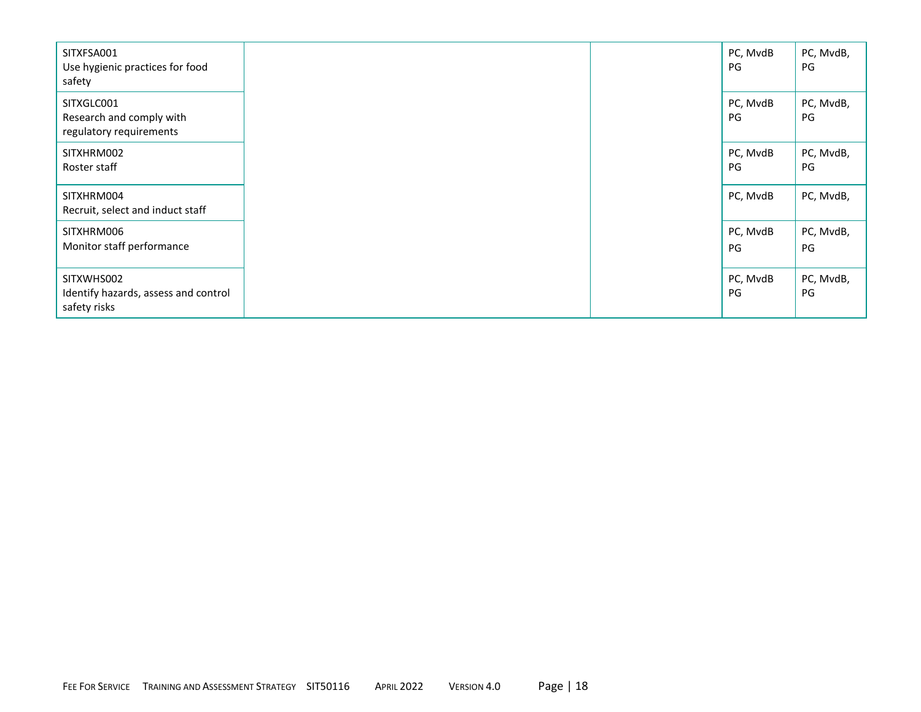| | | | | |
|---|---|---|---|---|
| SITXFSA001<br>Use hygienic practices for food safety | | | PC, MvdB<br>PG | PC, MvdB,<br>PG |
| SITXGLC001<br>Research and comply with regulatory requirements | | | PC, MvdB<br>PG | PC, MvdB,<br>PG |
| SITXHRM002<br>Roster staff | | | PC, MvdB<br>PG | PC, MvdB,<br>PG |
| SITXHRM004<br>Recruit, select and induct staff | | | PC, MvdB | PC, MvdB, |
| SITXHRM006<br>Monitor staff performance | | | PC, MvdB<br>PG | PC, MvdB,<br>PG |
| SITXWHS002<br>Identify hazards, assess and control safety risks | | | PC, MvdB<br>PG | PC, MvdB,<br>PG |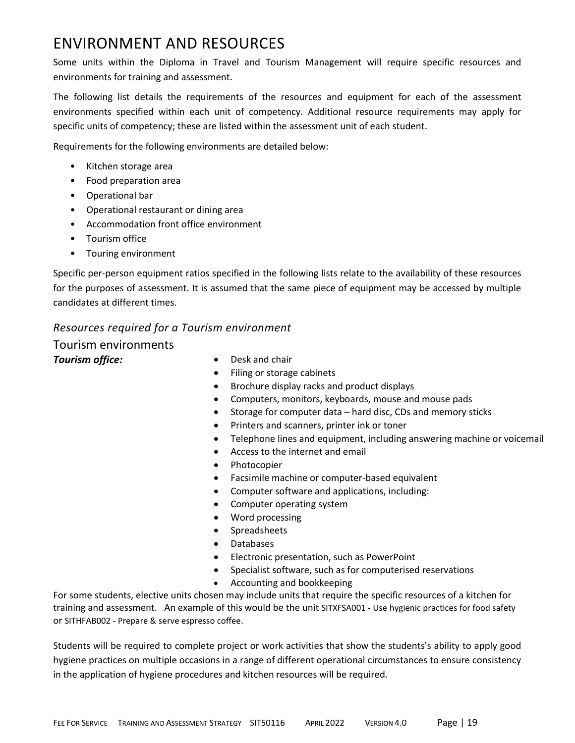# ENVIRONMENT AND RESOURCES

Some units within the Diploma in Travel and Tourism Management will require specific resources and environments for training and assessment.

The following list details the requirements of the resources and equipment for each of the assessment environments specified within each unit of competency. Additional resource requirements may apply for specific units of competency; these are listed within the assessment unit of each student.

Requirements for the following environments are detailed below:

- Kitchen storage area
- Food preparation area
- Operational bar
- Operational restaurant or dining area
- Accommodation front office environment
- Tourism office
- Touring environment

Specific per-person equipment ratios specified in the following lists relate to the availability of these resources for the purposes of assessment. It is assumed that the same piece of equipment may be accessed by multiple candidates at different times.

### *Resources required for a Tourism environment*

## Tourism environments

***Tourism office:***

- Desk and chair
- Filing or storage cabinets
- Brochure display racks and product displays
- Computers, monitors, keyboards, mouse and mouse pads
- Storage for computer data – hard disc, CDs and memory sticks
- Printers and scanners, printer ink or toner
- Telephone lines and equipment, including answering machine or voicemail
- Access to the internet and email
- Photocopier
- Facsimile machine or computer-based equivalent
- Computer software and applications, including:
- Computer operating system
- Word processing
- Spreadsheets
- Databases
- Electronic presentation, such as PowerPoint
- Specialist software, such as for computerised reservations
- Accounting and bookkeeping

For some students, elective units chosen may include units that require the specific resources of a kitchen for training and assessment. An example of this would be the unit SITXFSA001 - Use hygienic practices for food safety or SITHFAB002 - Prepare & serve espresso coffee.

Students will be required to complete project or work activities that show the students's ability to apply good hygiene practices on multiple occasions in a range of different operational circumstances to ensure consistency in the application of hygiene procedures and kitchen resources will be required.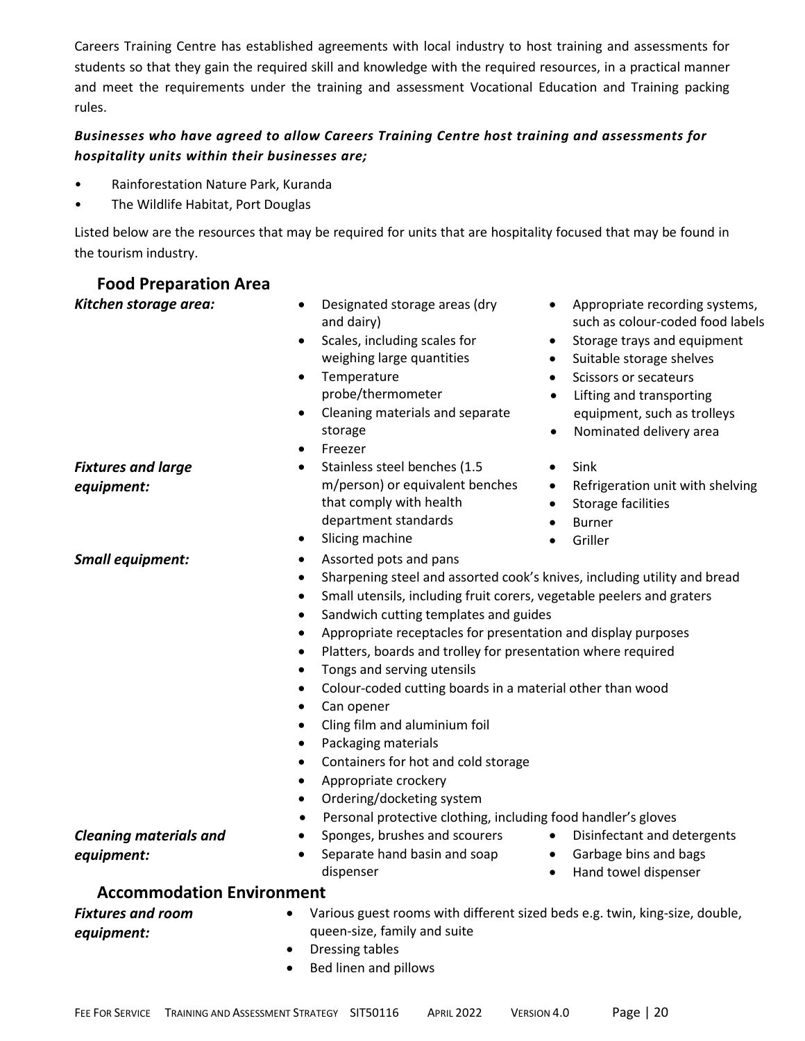Careers Training Centre has established agreements with local industry to host training and assessments for students so that they gain the required skill and knowledge with the required resources, in a practical manner and meet the requirements under the training and assessment Vocational Education and Training packing rules.

***Businesses who have agreed to allow Careers Training Centre host training and assessments for hospitality units within their businesses are;***

- Rainforestation Nature Park, Kuranda
- The Wildlife Habitat, Port Douglas

Listed below are the resources that may be required for units that are hospitality focused that may be found in the tourism industry.

## Food Preparation Area

***Kitchen storage area:***

- Designated storage areas (dry and dairy)
- Scales, including scales for weighing large quantities
- Temperature probe/thermometer
- Cleaning materials and separate storage
- Freezer
- Appropriate recording systems, such as colour-coded food labels
- Storage trays and equipment
- Suitable storage shelves
- Scissors or secateurs
- Lifting and transporting equipment, such as trolleys
- Nominated delivery area

***Fixtures and large equipment:***

- Stainless steel benches (1.5 m/person) or equivalent benches that comply with health department standards
- Slicing machine
- Sink
- Refrigeration unit with shelving
- Storage facilities
- Burner
- Griller

***Small equipment:***

- Assorted pots and pans
- Sharpening steel and assorted cook's knives, including utility and bread
- Small utensils, including fruit corers, vegetable peelers and graters
- Sandwich cutting templates and guides
- Appropriate receptacles for presentation and display purposes
- Platters, boards and trolley for presentation where required
- Tongs and serving utensils
- Colour-coded cutting boards in a material other than wood
- Can opener
- Cling film and aluminium foil
- Packaging materials
- Containers for hot and cold storage
- Appropriate crockery
- Ordering/docketing system
- Personal protective clothing, including food handler's gloves

***Cleaning materials and equipment:***

- Sponges, brushes and scourers
- Separate hand basin and soap dispenser
- Disinfectant and detergents
- Garbage bins and bags
- Hand towel dispenser

## Accommodation Environment

***Fixtures and room equipment:***

- Various guest rooms with different sized beds e.g. twin, king-size, double, queen-size, family and suite
- Dressing tables
- Bed linen and pillows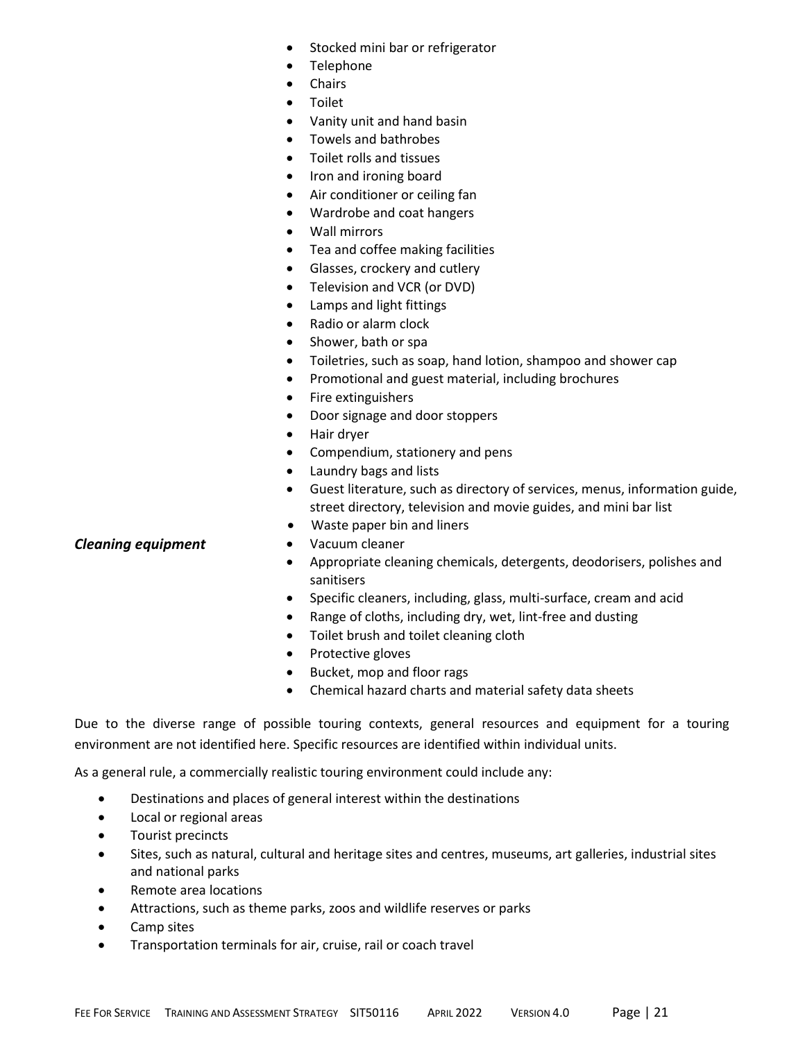- Stocked mini bar or refrigerator
- Telephone
- Chairs
- Toilet
- Vanity unit and hand basin
- Towels and bathrobes
- Toilet rolls and tissues
- Iron and ironing board
- Air conditioner or ceiling fan
- Wardrobe and coat hangers
- Wall mirrors
- Tea and coffee making facilities
- Glasses, crockery and cutlery
- Television and VCR (or DVD)
- Lamps and light fittings
- Radio or alarm clock
- Shower, bath or spa
- Toiletries, such as soap, hand lotion, shampoo and shower cap
- Promotional and guest material, including brochures
- Fire extinguishers
- Door signage and door stoppers
- Hair dryer
- Compendium, stationery and pens
- Laundry bags and lists
- Guest literature, such as directory of services, menus, information guide, street directory, television and movie guides, and mini bar list
- Waste paper bin and liners

***Cleaning equipment***

- Vacuum cleaner
- Appropriate cleaning chemicals, detergents, deodorisers, polishes and sanitisers
- Specific cleaners, including, glass, multi-surface, cream and acid
- Range of cloths, including dry, wet, lint-free and dusting
- Toilet brush and toilet cleaning cloth
- Protective gloves
- Bucket, mop and floor rags
- Chemical hazard charts and material safety data sheets

Due to the diverse range of possible touring contexts, general resources and equipment for a touring environment are not identified here. Specific resources are identified within individual units.

As a general rule, a commercially realistic touring environment could include any:

- Destinations and places of general interest within the destinations
- Local or regional areas
- Tourist precincts
- Sites, such as natural, cultural and heritage sites and centres, museums, art galleries, industrial sites and national parks
- Remote area locations
- Attractions, such as theme parks, zoos and wildlife reserves or parks
- Camp sites
- Transportation terminals for air, cruise, rail or coach travel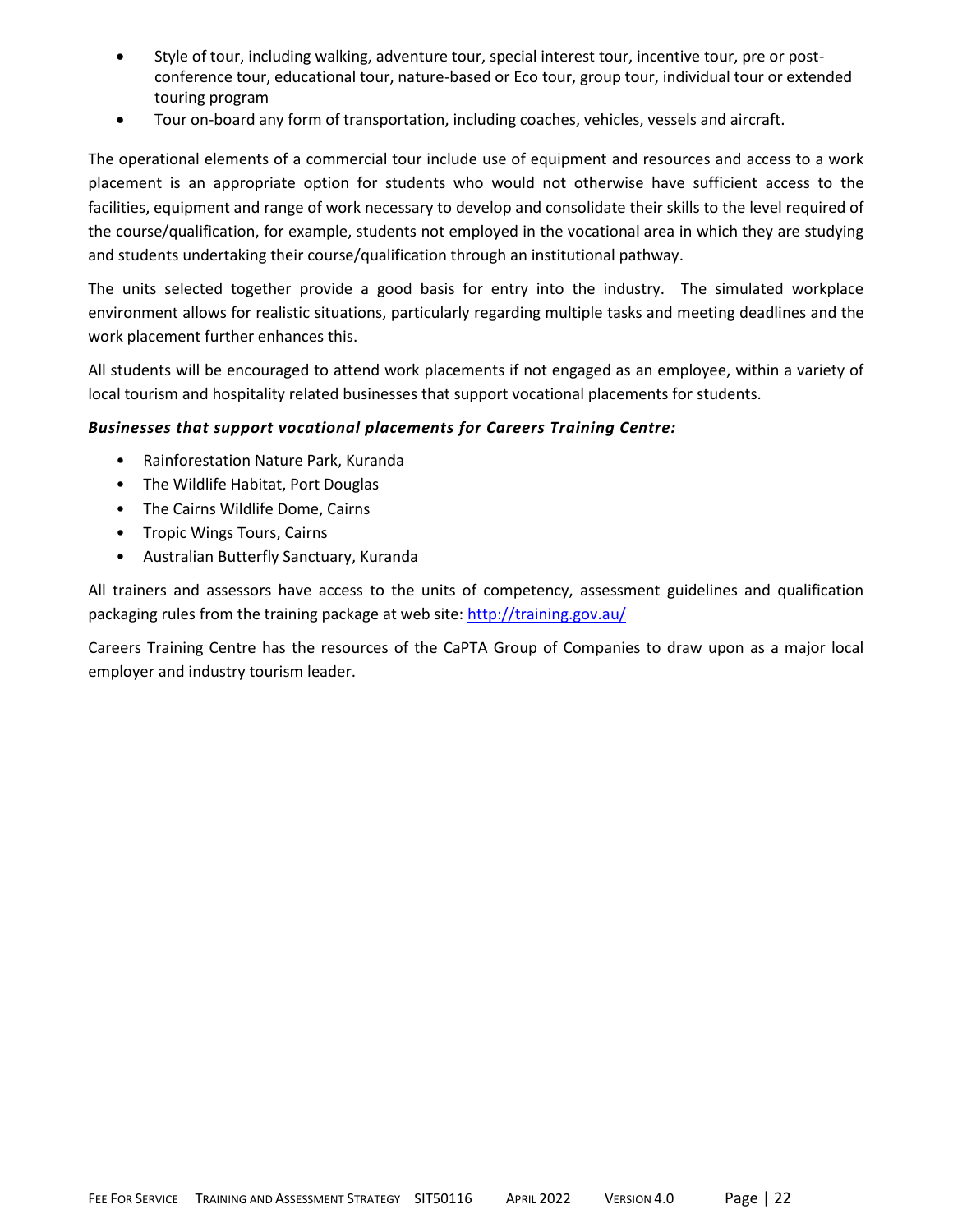- Style of tour, including walking, adventure tour, special interest tour, incentive tour, pre or post-conference tour, educational tour, nature-based or Eco tour, group tour, individual tour or extended touring program
- Tour on-board any form of transportation, including coaches, vehicles, vessels and aircraft.

The operational elements of a commercial tour include use of equipment and resources and access to a work placement is an appropriate option for students who would not otherwise have sufficient access to the facilities, equipment and range of work necessary to develop and consolidate their skills to the level required of the course/qualification, for example, students not employed in the vocational area in which they are studying and students undertaking their course/qualification through an institutional pathway.

The units selected together provide a good basis for entry into the industry. The simulated workplace environment allows for realistic situations, particularly regarding multiple tasks and meeting deadlines and the work placement further enhances this.

All students will be encouraged to attend work placements if not engaged as an employee, within a variety of local tourism and hospitality related businesses that support vocational placements for students.

***Businesses that support vocational placements for Careers Training Centre:***

- Rainforestation Nature Park, Kuranda
- The Wildlife Habitat, Port Douglas
- The Cairns Wildlife Dome, Cairns
- Tropic Wings Tours, Cairns
- Australian Butterfly Sanctuary, Kuranda

All trainers and assessors have access to the units of competency, assessment guidelines and qualification packaging rules from the training package at web site: [http://training.gov.au/](http://training.gov.au/)

Careers Training Centre has the resources of the CaPTA Group of Companies to draw upon as a major local employer and industry tourism leader.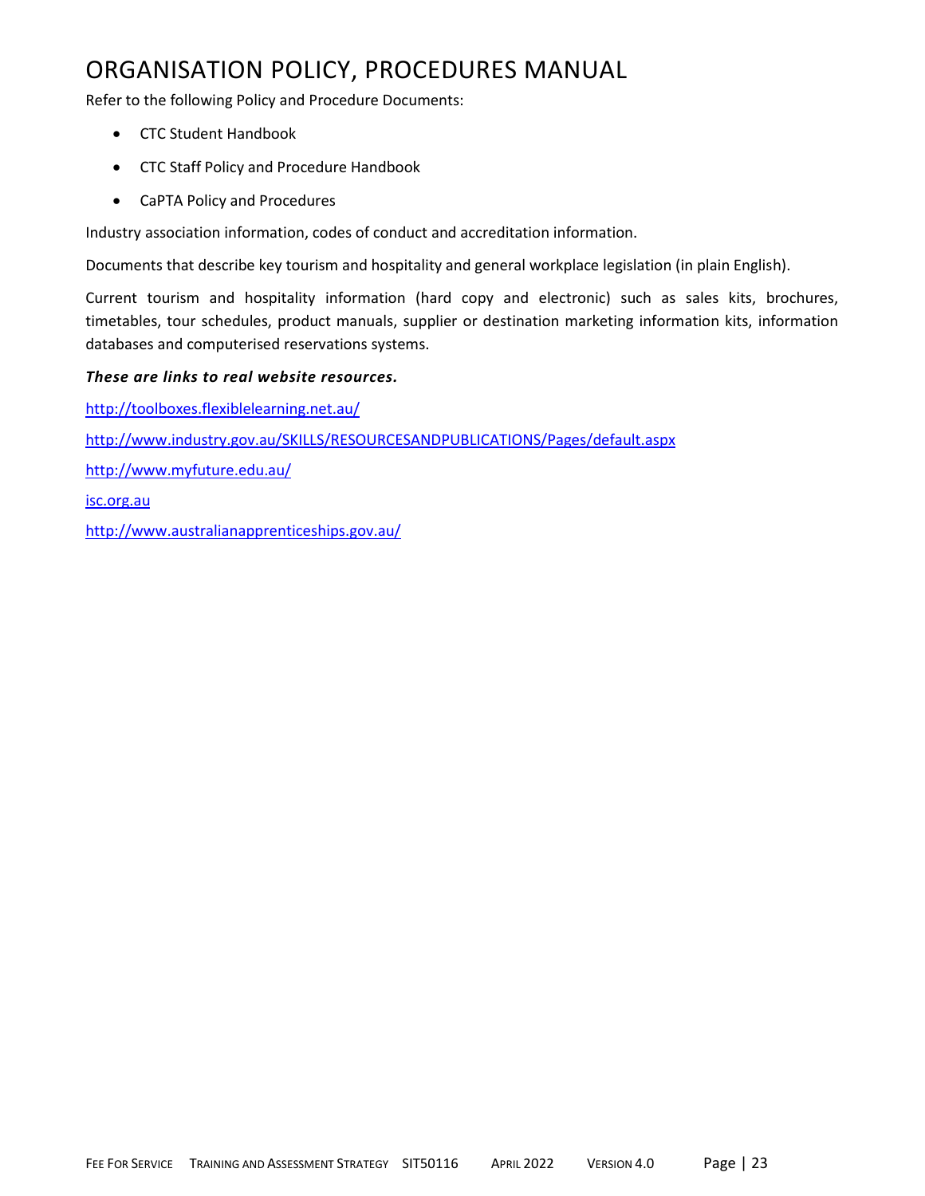# ORGANISATION POLICY, PROCEDURES MANUAL

Refer to the following Policy and Procedure Documents:

- CTC Student Handbook
- CTC Staff Policy and Procedure Handbook
- CaPTA Policy and Procedures

Industry association information, codes of conduct and accreditation information.

Documents that describe key tourism and hospitality and general workplace legislation (in plain English).

Current tourism and hospitality information (hard copy and electronic) such as sales kits, brochures, timetables, tour schedules, product manuals, supplier or destination marketing information kits, information databases and computerised reservations systems.

***These are links to real website resources.***

http://toolboxes.flexiblelearning.net.au/

http://www.industry.gov.au/SKILLS/RESOURCESANDPUBLICATIONS/Pages/default.aspx

http://www.myfuture.edu.au/

isc.org.au

http://www.australianapprenticeships.gov.au/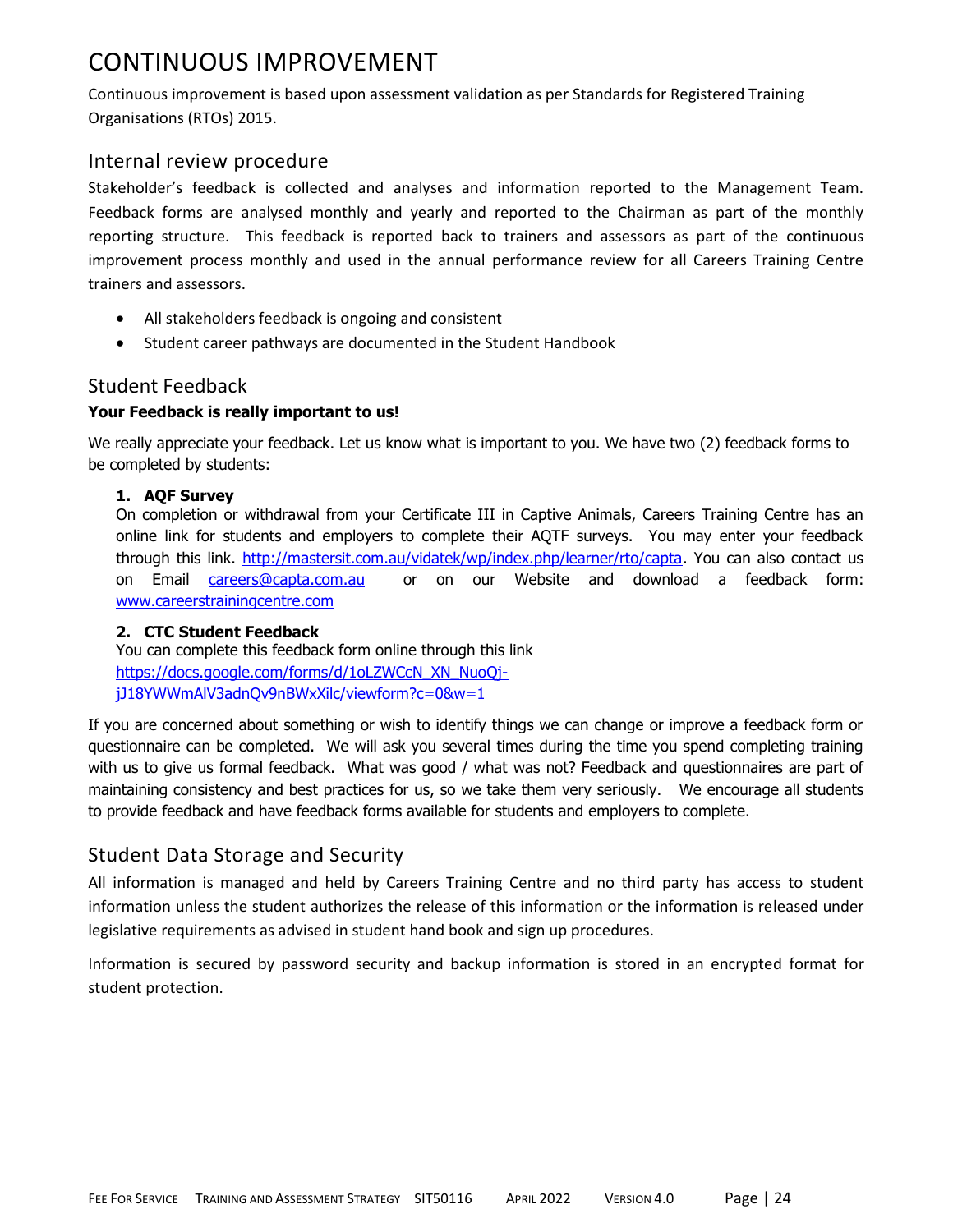# CONTINUOUS IMPROVEMENT

Continuous improvement is based upon assessment validation as per Standards for Registered Training Organisations (RTOs) 2015.

## Internal review procedure

Stakeholder's feedback is collected and analyses and information reported to the Management Team. Feedback forms are analysed monthly and yearly and reported to the Chairman as part of the monthly reporting structure. This feedback is reported back to trainers and assessors as part of the continuous improvement process monthly and used in the annual performance review for all Careers Training Centre trainers and assessors.

- All stakeholders feedback is ongoing and consistent
- Student career pathways are documented in the Student Handbook

## Student Feedback

**Your Feedback is really important to us!**

We really appreciate your feedback. Let us know what is important to you. We have two (2) feedback forms to be completed by students:

1. **AQF Survey**
   On completion or withdrawal from your Certificate III in Captive Animals, Careers Training Centre has an online link for students and employers to complete their AQTF surveys. You may enter your feedback through this link. http://mastersit.com.au/vidatek/wp/index.php/learner/rto/capta. You can also contact us on Email careers@capta.com.au or on our Website and download a feedback form: www.careerstrainingcentre.com

2. **CTC Student Feedback**
   You can complete this feedback form online through this link https://docs.google.com/forms/d/1oLZWCcN_XN_NuoQj-jJ18YWWmAlV3adnQv9nBWxXilc/viewform?c=0&w=1

If you are concerned about something or wish to identify things we can change or improve a feedback form or questionnaire can be completed. We will ask you several times during the time you spend completing training with us to give us formal feedback. What was good / what was not? Feedback and questionnaires are part of maintaining consistency and best practices for us, so we take them very seriously. We encourage all students to provide feedback and have feedback forms available for students and employers to complete.

## Student Data Storage and Security

All information is managed and held by Careers Training Centre and no third party has access to student information unless the student authorizes the release of this information or the information is released under legislative requirements as advised in student hand book and sign up procedures.

Information is secured by password security and backup information is stored in an encrypted format for student protection.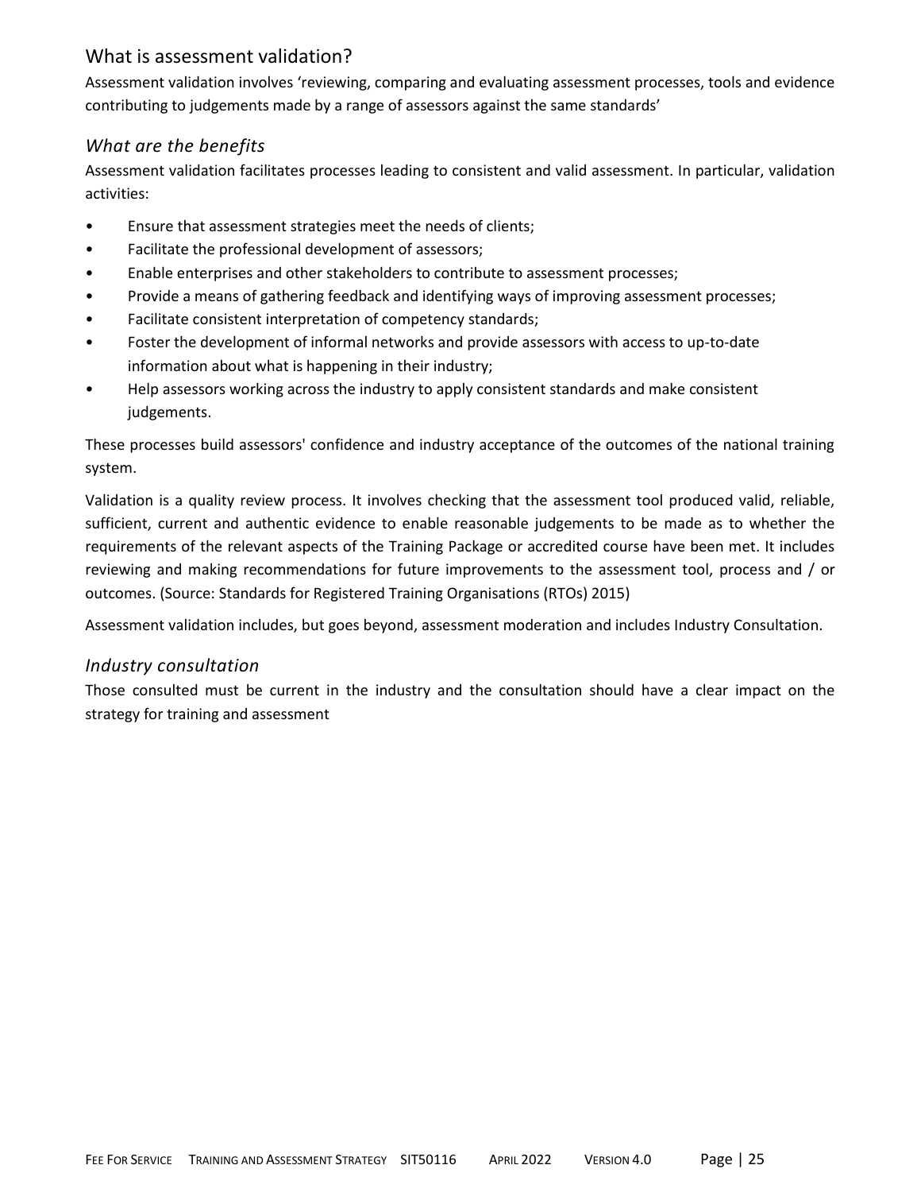## What is assessment validation?

Assessment validation involves 'reviewing, comparing and evaluating assessment processes, tools and evidence contributing to judgements made by a range of assessors against the same standards'

### *What are the benefits*

Assessment validation facilitates processes leading to consistent and valid assessment. In particular, validation activities:

- Ensure that assessment strategies meet the needs of clients;
- Facilitate the professional development of assessors;
- Enable enterprises and other stakeholders to contribute to assessment processes;
- Provide a means of gathering feedback and identifying ways of improving assessment processes;
- Facilitate consistent interpretation of competency standards;
- Foster the development of informal networks and provide assessors with access to up-to-date information about what is happening in their industry;
- Help assessors working across the industry to apply consistent standards and make consistent judgements.

These processes build assessors' confidence and industry acceptance of the outcomes of the national training system.

Validation is a quality review process. It involves checking that the assessment tool produced valid, reliable, sufficient, current and authentic evidence to enable reasonable judgements to be made as to whether the requirements of the relevant aspects of the Training Package or accredited course have been met. It includes reviewing and making recommendations for future improvements to the assessment tool, process and / or outcomes. (Source: Standards for Registered Training Organisations (RTOs) 2015)

Assessment validation includes, but goes beyond, assessment moderation and includes Industry Consultation.

### *Industry consultation*

Those consulted must be current in the industry and the consultation should have a clear impact on the strategy for training and assessment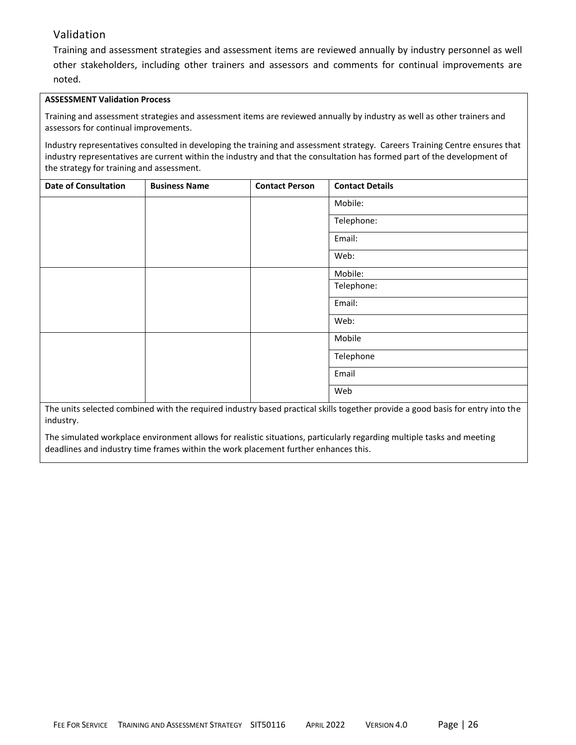## Validation

Training and assessment strategies and assessment items are reviewed annually by industry personnel as well other stakeholders, including other trainers and assessors and comments for continual improvements are noted.

**ASSESSMENT Validation Process**

Training and assessment strategies and assessment items are reviewed annually by industry as well as other trainers and assessors for continual improvements.

Industry representatives consulted in developing the training and assessment strategy. Careers Training Centre ensures that industry representatives are current within the industry and that the consultation has formed part of the development of the strategy for training and assessment.

| Date of Consultation | Business Name | Contact Person | Contact Details |
|---|---|---|---|
| | | | Mobile: |
| | | | Telephone: |
| | | | Email: |
| | | | Web: |
| | | | Mobile: |
| | | | Telephone: |
| | | | Email: |
| | | | Web: |
| | | | Mobile |
| | | | Telephone |
| | | | Email |
| | | | Web |

The units selected combined with the required industry based practical skills together provide a good basis for entry into the industry.

The simulated workplace environment allows for realistic situations, particularly regarding multiple tasks and meeting deadlines and industry time frames within the work placement further enhances this.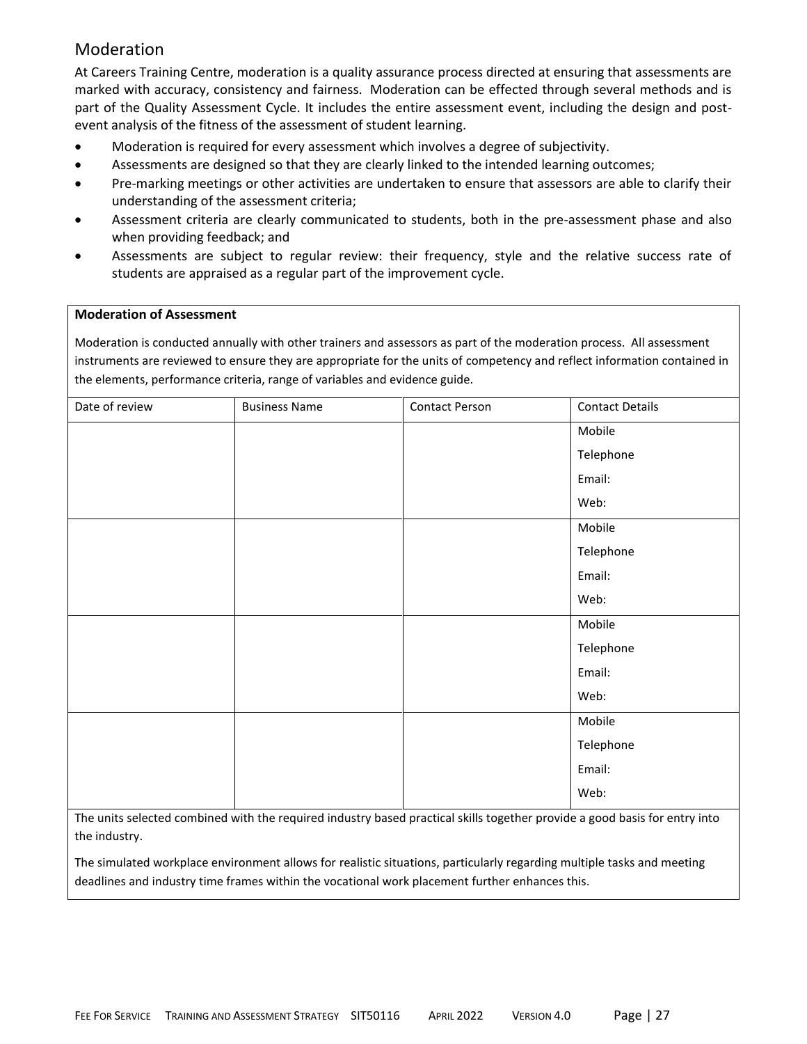## Moderation

At Careers Training Centre, moderation is a quality assurance process directed at ensuring that assessments are marked with accuracy, consistency and fairness. Moderation can be effected through several methods and is part of the Quality Assessment Cycle. It includes the entire assessment event, including the design and post-event analysis of the fitness of the assessment of student learning.

- Moderation is required for every assessment which involves a degree of subjectivity.
- Assessments are designed so that they are clearly linked to the intended learning outcomes;
- Pre-marking meetings or other activities are undertaken to ensure that assessors are able to clarify their understanding of the assessment criteria;
- Assessment criteria are clearly communicated to students, both in the pre-assessment phase and also when providing feedback; and
- Assessments are subject to regular review: their frequency, style and the relative success rate of students are appraised as a regular part of the improvement cycle.

**Moderation of Assessment**

Moderation is conducted annually with other trainers and assessors as part of the moderation process. All assessment instruments are reviewed to ensure they are appropriate for the units of competency and reflect information contained in the elements, performance criteria, range of variables and evidence guide.

| Date of review | Business Name | Contact Person | Contact Details |
|---|---|---|---|
| | | | Mobile<br>Telephone<br>Email:<br>Web: |
| | | | Mobile<br>Telephone<br>Email:<br>Web: |
| | | | Mobile<br>Telephone<br>Email:<br>Web: |
| | | | Mobile<br>Telephone<br>Email:<br>Web: |

The units selected combined with the required industry based practical skills together provide a good basis for entry into the industry.

The simulated workplace environment allows for realistic situations, particularly regarding multiple tasks and meeting deadlines and industry time frames within the vocational work placement further enhances this.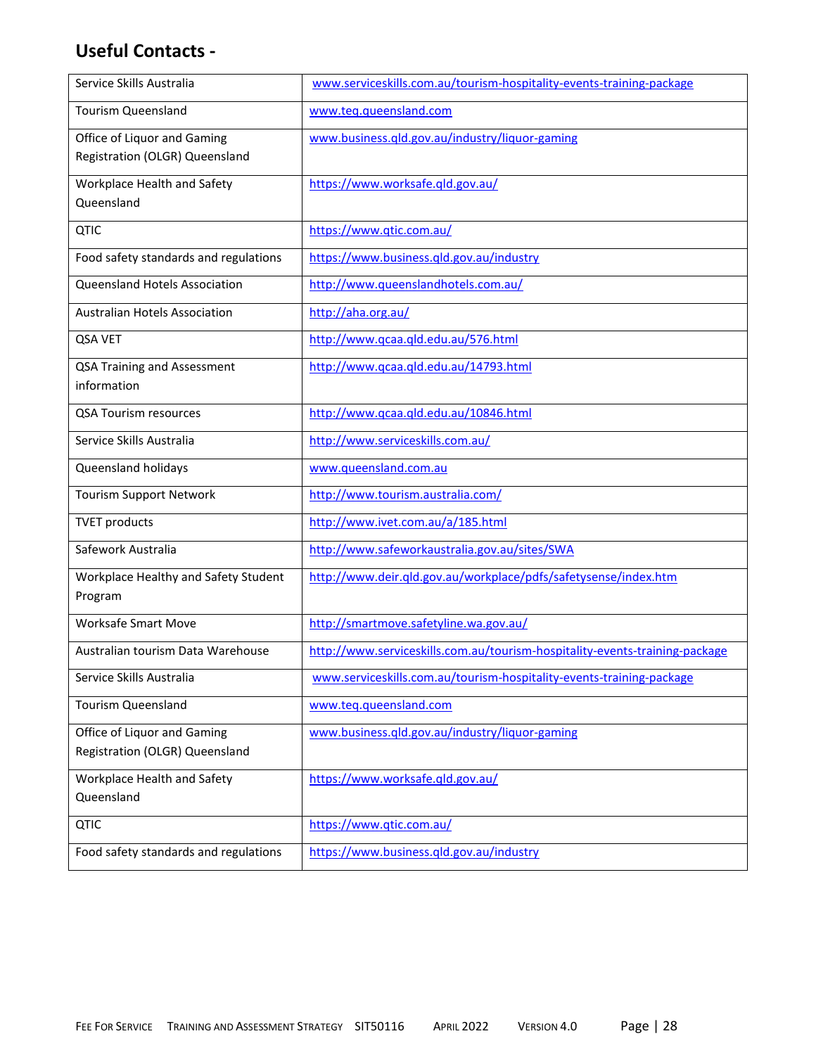## Useful Contacts -

| | |
|---|---|
| Service Skills Australia | www.serviceskills.com.au/tourism-hospitality-events-training-package |
| Tourism Queensland | www.teq.queensland.com |
| Office of Liquor and Gaming Registration (OLGR) Queensland | www.business.qld.gov.au/industry/liquor-gaming |
| Workplace Health and Safety Queensland | https://www.worksafe.qld.gov.au/ |
| QTIC | https://www.qtic.com.au/ |
| Food safety standards and regulations | https://www.business.qld.gov.au/industry |
| Queensland Hotels Association | http://www.queenslandhotels.com.au/ |
| Australian Hotels Association | http://aha.org.au/ |
| QSA VET | http://www.qcaa.qld.edu.au/576.html |
| QSA Training and Assessment information | http://www.qcaa.qld.edu.au/14793.html |
| QSA Tourism resources | http://www.qcaa.qld.edu.au/10846.html |
| Service Skills Australia | http://www.serviceskills.com.au/ |
| Queensland holidays | www.queensland.com.au |
| Tourism Support Network | http://www.tourism.australia.com/ |
| TVET products | http://www.ivet.com.au/a/185.html |
| Safework Australia | http://www.safeworkaustralia.gov.au/sites/SWA |
| Workplace Healthy and Safety Student Program | http://www.deir.qld.gov.au/workplace/pdfs/safetysense/index.htm |
| Worksafe Smart Move | http://smartmove.safetyline.wa.gov.au/ |
| Australian tourism Data Warehouse | http://www.serviceskills.com.au/tourism-hospitality-events-training-package |
| Service Skills Australia | www.serviceskills.com.au/tourism-hospitality-events-training-package |
| Tourism Queensland | www.teq.queensland.com |
| Office of Liquor and Gaming Registration (OLGR) Queensland | www.business.qld.gov.au/industry/liquor-gaming |
| Workplace Health and Safety Queensland | https://www.worksafe.qld.gov.au/ |
| QTIC | https://www.qtic.com.au/ |
| Food safety standards and regulations | https://www.business.qld.gov.au/industry |